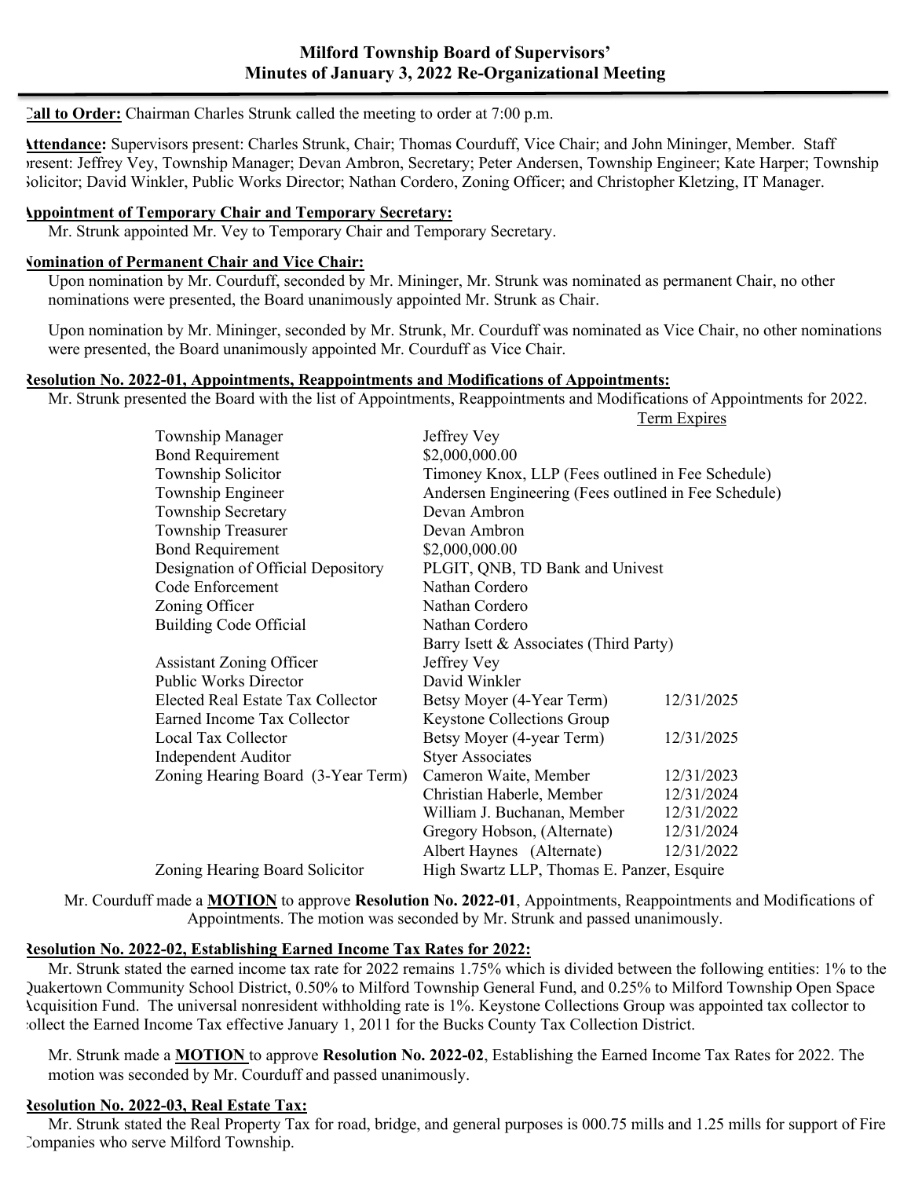# Milford Township Board of Supervisors' Minutes of January 3, 2022 Re-Organizational Meeting

**Call to Order:** Chairman Charles Strunk called the meeting to order at 7:00 p.m.

**Attendance:** Supervisors present: Charles Strunk, Chair; Thomas Courduff, Vice Chair; and John Mininger, Member. Staff present: Jeffrey Vey, Township Manager; Devan Ambron, Secretary; Peter Andersen, Township Engineer; Kate Harper; Township Solicitor; David Winkler, Public Works Director; Nathan Cordero, Zoning Officer; and Christopher Kletzing, IT Manager.

**Appointment of Temporary Chair and Temporary Secretary:**

Mr. Strunk appointed Mr. Vey to Temporary Chair and Temporary Secretary.

**Nomination of Permanent Chair and Vice Chair:**

Upon nomination by Mr. Courduff, seconded by Mr. Mininger, Mr. Strunk was nominated as permanent Chair, no other nominations were presented, the Board unanimously appointed Mr. Strunk as Chair.

Upon nomination by Mr. Mininger, seconded by Mr. Strunk, Mr. Courduff was nominated as Vice Chair, no other nominations were presented, the Board unanimously appointed Mr. Courduff as Vice Chair.

**Resolution No. 2022-01, Appointments, Reappointments and Modifications of Appointments:**

Mr. Strunk presented the Board with the list of Appointments, Reappointments and Modifications of Appointments for 2022.

| | | Term Expires |
|---|---|---|
| Township Manager | Jeffrey Vey | |
| Bond Requirement | $2,000,000.00 | |
| Township Solicitor | Timoney Knox, LLP (Fees outlined in Fee Schedule) | |
| Township Engineer | Andersen Engineering (Fees outlined in Fee Schedule) | |
| Township Secretary | Devan Ambron | |
| Township Treasurer | Devan Ambron | |
| Bond Requirement | $2,000,000.00 | |
| Designation of Official Depository | PLGIT, QNB, TD Bank and Univest | |
| Code Enforcement | Nathan Cordero | |
| Zoning Officer | Nathan Cordero | |
| Building Code Official | Nathan Cordero | |
| | Barry Isett & Associates (Third Party) | |
| Assistant Zoning Officer | Jeffrey Vey | |
| Public Works Director | David Winkler | |
| Elected Real Estate Tax Collector | Betsy Moyer (4-Year Term) | 12/31/2025 |
| Earned Income Tax Collector | Keystone Collections Group | |
| Local Tax Collector | Betsy Moyer (4-year Term) | 12/31/2025 |
| Independent Auditor | Styer Associates | |
| Zoning Hearing Board (3-Year Term) | Cameron Waite, Member | 12/31/2023 |
| | Christian Haberle, Member | 12/31/2024 |
| | William J. Buchanan, Member | 12/31/2022 |
| | Gregory Hobson, (Alternate) | 12/31/2024 |
| | Albert Haynes (Alternate) | 12/31/2022 |
| Zoning Hearing Board Solicitor | High Swartz LLP, Thomas E. Panzer, Esquire | |

Mr. Courduff made a **MOTION** to approve **Resolution No. 2022-01**, Appointments, Reappointments and Modifications of Appointments. The motion was seconded by Mr. Strunk and passed unanimously.

**Resolution No. 2022-02, Establishing Earned Income Tax Rates for 2022:**

Mr. Strunk stated the earned income tax rate for 2022 remains 1.75% which is divided between the following entities: 1% to the Quakertown Community School District, 0.50% to Milford Township General Fund, and 0.25% to Milford Township Open Space Acquisition Fund. The universal nonresident withholding rate is 1%. Keystone Collections Group was appointed tax collector to collect the Earned Income Tax effective January 1, 2011 for the Bucks County Tax Collection District.

Mr. Strunk made a **MOTION** to approve **Resolution No. 2022-02**, Establishing the Earned Income Tax Rates for 2022. The motion was seconded by Mr. Courduff and passed unanimously.

**Resolution No. 2022-03, Real Estate Tax:**

Mr. Strunk stated the Real Property Tax for road, bridge, and general purposes is 000.75 mills and 1.25 mills for support of Fire Companies who serve Milford Township.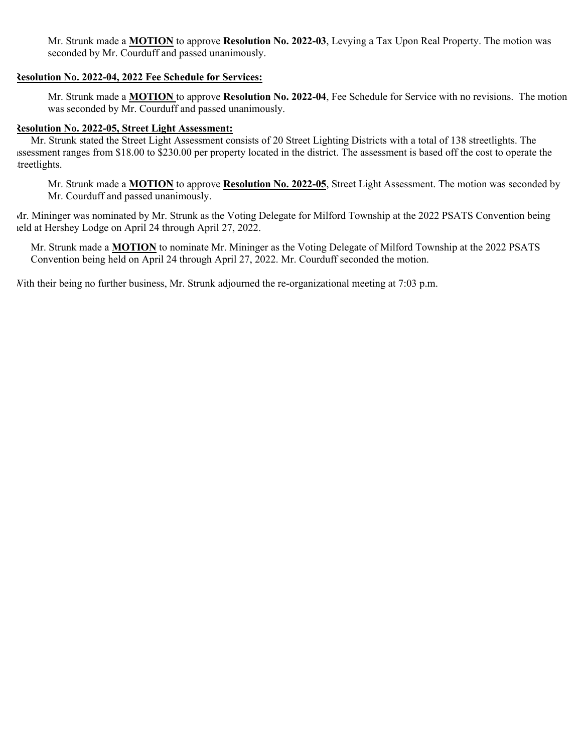Mr. Strunk made a **MOTION** to approve **Resolution No. 2022-03**, Levying a Tax Upon Real Property. The motion was seconded by Mr. Courduff and passed unanimously.

**Resolution No. 2022-04, 2022 Fee Schedule for Services:**

Mr. Strunk made a **MOTION** to approve **Resolution No. 2022-04**, Fee Schedule for Service with no revisions. The motion was seconded by Mr. Courduff and passed unanimously.

**Resolution No. 2022-05, Street Light Assessment:**

Mr. Strunk stated the Street Light Assessment consists of 20 Street Lighting Districts with a total of 138 streetlights. The assessment ranges from $18.00 to $230.00 per property located in the district. The assessment is based off the cost to operate the streetlights.

Mr. Strunk made a **MOTION** to approve **Resolution No. 2022-05**, Street Light Assessment. The motion was seconded by Mr. Courduff and passed unanimously.

Mr. Mininger was nominated by Mr. Strunk as the Voting Delegate for Milford Township at the 2022 PSATS Convention being held at Hershey Lodge on April 24 through April 27, 2022.

Mr. Strunk made a **MOTION** to nominate Mr. Mininger as the Voting Delegate of Milford Township at the 2022 PSATS Convention being held on April 24 through April 27, 2022. Mr. Courduff seconded the motion.

With their being no further business, Mr. Strunk adjourned the re-organizational meeting at 7:03 p.m.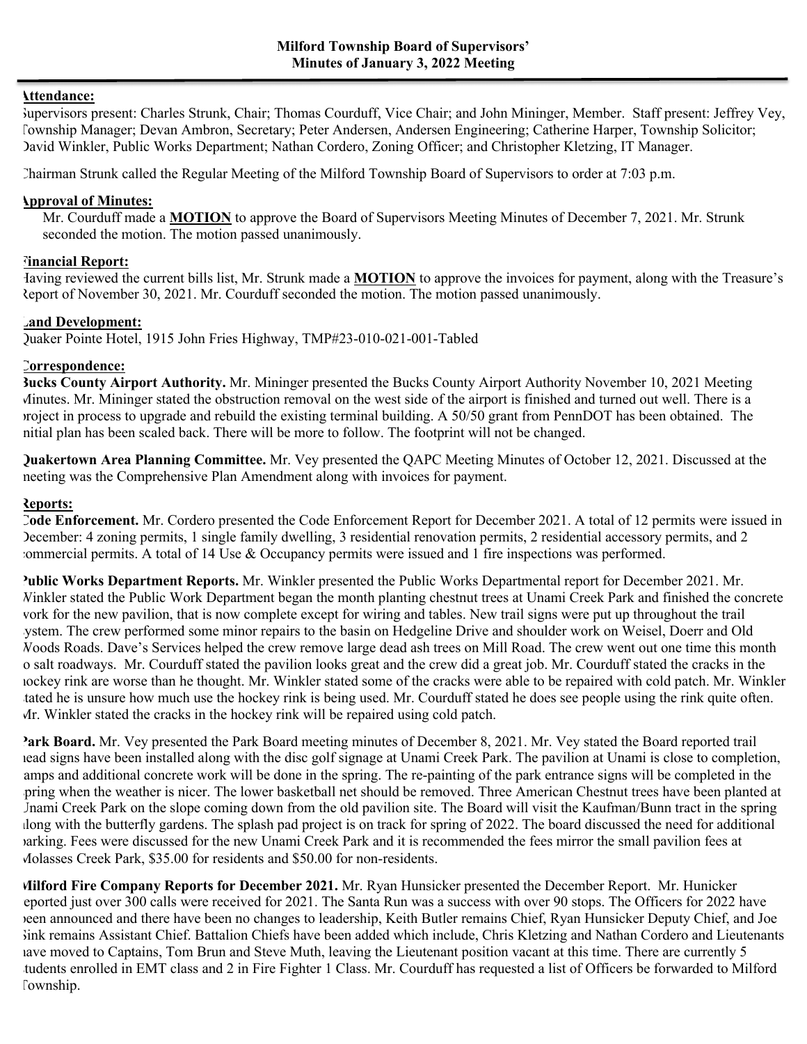# Milford Township Board of Supervisors' Minutes of January 3, 2022 Meeting

**Attendance:**

Supervisors present: Charles Strunk, Chair; Thomas Courduff, Vice Chair; and John Mininger, Member. Staff present: Jeffrey Vey, Township Manager; Devan Ambron, Secretary; Peter Andersen, Andersen Engineering; Catherine Harper, Township Solicitor; David Winkler, Public Works Department; Nathan Cordero, Zoning Officer; and Christopher Kletzing, IT Manager.

Chairman Strunk called the Regular Meeting of the Milford Township Board of Supervisors to order at 7:03 p.m.

**Approval of Minutes:**

Mr. Courduff made a **MOTION** to approve the Board of Supervisors Meeting Minutes of December 7, 2021. Mr. Strunk seconded the motion. The motion passed unanimously.

**Financial Report:**

Having reviewed the current bills list, Mr. Strunk made a **MOTION** to approve the invoices for payment, along with the Treasure's Report of November 30, 2021. Mr. Courduff seconded the motion. The motion passed unanimously.

**Land Development:**

Quaker Pointe Hotel, 1915 John Fries Highway, TMP#23-010-021-001-Tabled

**Correspondence:**

**Bucks County Airport Authority.** Mr. Mininger presented the Bucks County Airport Authority November 10, 2021 Meeting Minutes. Mr. Mininger stated the obstruction removal on the west side of the airport is finished and turned out well. There is a project in process to upgrade and rebuild the existing terminal building. A 50/50 grant from PennDOT has been obtained. The initial plan has been scaled back. There will be more to follow. The footprint will not be changed.

**Quakertown Area Planning Committee.** Mr. Vey presented the QAPC Meeting Minutes of October 12, 2021. Discussed at the meeting was the Comprehensive Plan Amendment along with invoices for payment.

**Reports:**

**Code Enforcement.** Mr. Cordero presented the Code Enforcement Report for December 2021. A total of 12 permits were issued in December: 4 zoning permits, 1 single family dwelling, 3 residential renovation permits, 2 residential accessory permits, and 2 commercial permits. A total of 14 Use & Occupancy permits were issued and 1 fire inspections was performed.

**Public Works Department Reports.** Mr. Winkler presented the Public Works Departmental report for December 2021. Mr. Winkler stated the Public Work Department began the month planting chestnut trees at Unami Creek Park and finished the concrete work for the new pavilion, that is now complete except for wiring and tables. New trail signs were put up throughout the trail system. The crew performed some minor repairs to the basin on Hedgeline Drive and shoulder work on Weisel, Doerr and Old Woods Roads. Dave's Services helped the crew remove large dead ash trees on Mill Road. The crew went out one time this month to salt roadways. Mr. Courduff stated the pavilion looks great and the crew did a great job. Mr. Courduff stated the cracks in the hockey rink are worse than he thought. Mr. Winkler stated some of the cracks were able to be repaired with cold patch. Mr. Winkler stated he is unsure how much use the hockey rink is being used. Mr. Courduff stated he does see people using the rink quite often. Mr. Winkler stated the cracks in the hockey rink will be repaired using cold patch.

**Park Board.** Mr. Vey presented the Park Board meeting minutes of December 8, 2021. Mr. Vey stated the Board reported trail head signs have been installed along with the disc golf signage at Unami Creek Park. The pavilion at Unami is close to completion, ramps and additional concrete work will be done in the spring. The re-painting of the park entrance signs will be completed in the spring when the weather is nicer. The lower basketball net should be removed. Three American Chestnut trees have been planted at Unami Creek Park on the slope coming down from the old pavilion site. The Board will visit the Kaufman/Bunn tract in the spring along with the butterfly gardens. The splash pad project is on track for spring of 2022. The board discussed the need for additional parking. Fees were discussed for the new Unami Creek Park and it is recommended the fees mirror the small pavilion fees at Molasses Creek Park, $35.00 for residents and $50.00 for non-residents.

**Milford Fire Company Reports for December 2021.** Mr. Ryan Hunsicker presented the December Report. Mr. Hunicker reported just over 300 calls were received for 2021. The Santa Run was a success with over 90 stops. The Officers for 2022 have been announced and there have been no changes to leadership, Keith Butler remains Chief, Ryan Hunsicker Deputy Chief, and Joe Sink remains Assistant Chief. Battalion Chiefs have been added which include, Chris Kletzing and Nathan Cordero and Lieutenants have moved to Captains, Tom Brun and Steve Muth, leaving the Lieutenant position vacant at this time. There are currently 5 students enrolled in EMT class and 2 in Fire Fighter 1 Class. Mr. Courduff has requested a list of Officers be forwarded to Milford Township.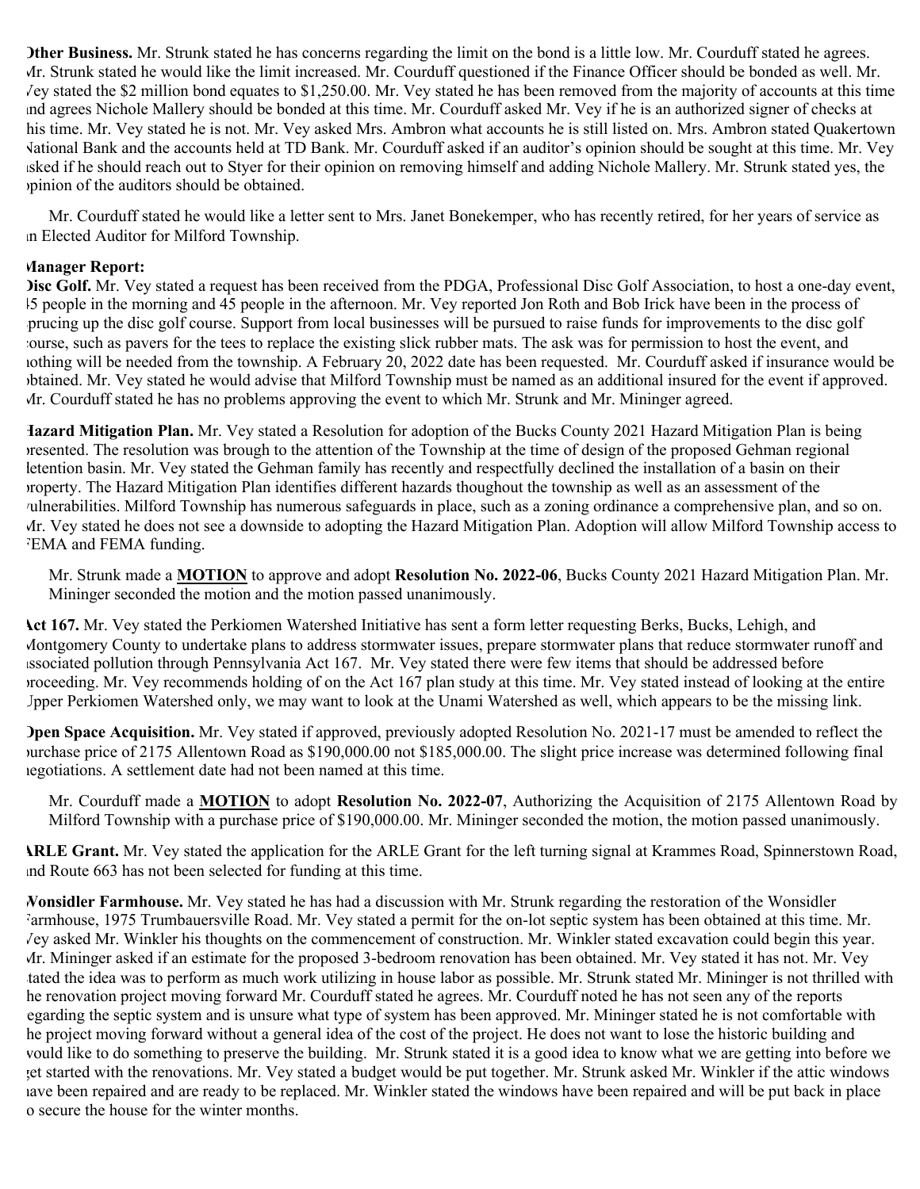**Other Business.** Mr. Strunk stated he has concerns regarding the limit on the bond is a little low. Mr. Courduff stated he agrees. Mr. Strunk stated he would like the limit increased. Mr. Courduff questioned if the Finance Officer should be bonded as well. Mr. Vey stated the $2 million bond equates to $1,250.00. Mr. Vey stated he has been removed from the majority of accounts at this time and agrees Nichole Mallery should be bonded at this time. Mr. Courduff asked Mr. Vey if he is an authorized signer of checks at this time. Mr. Vey stated he is not. Mr. Vey asked Mrs. Ambron what accounts he is still listed on. Mrs. Ambron stated Quakertown National Bank and the accounts held at TD Bank. Mr. Courduff asked if an auditor's opinion should be sought at this time. Mr. Vey asked if he should reach out to Styer for their opinion on removing himself and adding Nichole Mallery. Mr. Strunk stated yes, the opinion of the auditors should be obtained.

Mr. Courduff stated he would like a letter sent to Mrs. Janet Bonekemper, who has recently retired, for her years of service as an Elected Auditor for Milford Township.

**Manager Report:**

**Disc Golf.** Mr. Vey stated a request has been received from the PDGA, Professional Disc Golf Association, to host a one-day event, 45 people in the morning and 45 people in the afternoon. Mr. Vey reported Jon Roth and Bob Irick have been in the process of sprucing up the disc golf course. Support from local businesses will be pursued to raise funds for improvements to the disc golf course, such as pavers for the tees to replace the existing slick rubber mats. The ask was for permission to host the event, and nothing will be needed from the township. A February 20, 2022 date has been requested. Mr. Courduff asked if insurance would be obtained. Mr. Vey stated he would advise that Milford Township must be named as an additional insured for the event if approved. Mr. Courduff stated he has no problems approving the event to which Mr. Strunk and Mr. Mininger agreed.

**Hazard Mitigation Plan.** Mr. Vey stated a Resolution for adoption of the Bucks County 2021 Hazard Mitigation Plan is being presented. The resolution was brough to the attention of the Township at the time of design of the proposed Gehman regional detention basin. Mr. Vey stated the Gehman family has recently and respectfully declined the installation of a basin on their property. The Hazard Mitigation Plan identifies different hazards thoughout the township as well as an assessment of the vulnerabilities. Milford Township has numerous safeguards in place, such as a zoning ordinance a comprehensive plan, and so on. Mr. Vey stated he does not see a downside to adopting the Hazard Mitigation Plan. Adoption will allow Milford Township access to PEMA and FEMA funding.

Mr. Strunk made a **MOTION** to approve and adopt **Resolution No. 2022-06**, Bucks County 2021 Hazard Mitigation Plan. Mr. Mininger seconded the motion and the motion passed unanimously.

**Act 167.** Mr. Vey stated the Perkiomen Watershed Initiative has sent a form letter requesting Berks, Bucks, Lehigh, and Montgomery County to undertake plans to address stormwater issues, prepare stormwater plans that reduce stormwater runoff and associated pollution through Pennsylvania Act 167. Mr. Vey stated there were few items that should be addressed before proceeding. Mr. Vey recommends holding of on the Act 167 plan study at this time. Mr. Vey stated instead of looking at the entire Upper Perkiomen Watershed only, we may want to look at the Unami Watershed as well, which appears to be the missing link.

**Open Space Acquisition.** Mr. Vey stated if approved, previously adopted Resolution No. 2021-17 must be amended to reflect the purchase price of 2175 Allentown Road as $190,000.00 not $185,000.00. The slight price increase was determined following final negotiations. A settlement date had not been named at this time.

Mr. Courduff made a **MOTION** to adopt **Resolution No. 2022-07**, Authorizing the Acquisition of 2175 Allentown Road by Milford Township with a purchase price of $190,000.00. Mr. Mininger seconded the motion, the motion passed unanimously.

**ARLE Grant.** Mr. Vey stated the application for the ARLE Grant for the left turning signal at Krammes Road, Spinnerstown Road, and Route 663 has not been selected for funding at this time.

**Wonsidler Farmhouse.** Mr. Vey stated he has had a discussion with Mr. Strunk regarding the restoration of the Wonsidler Farmhouse, 1975 Trumbauersville Road. Mr. Vey stated a permit for the on-lot septic system has been obtained at this time. Mr. Vey asked Mr. Winkler his thoughts on the commencement of construction. Mr. Winkler stated excavation could begin this year. Mr. Mininger asked if an estimate for the proposed 3-bedroom renovation has been obtained. Mr. Vey stated it has not. Mr. Vey stated the idea was to perform as much work utilizing in house labor as possible. Mr. Strunk stated Mr. Mininger is not thrilled with the renovation project moving forward Mr. Courduff stated he agrees. Mr. Courduff noted he has not seen any of the reports regarding the septic system and is unsure what type of system has been approved. Mr. Mininger stated he is not comfortable with the project moving forward without a general idea of the cost of the project. He does not want to lose the historic building and would like to do something to preserve the building. Mr. Strunk stated it is a good idea to know what we are getting into before we get started with the renovations. Mr. Vey stated a budget would be put together. Mr. Strunk asked Mr. Winkler if the attic windows have been repaired and are ready to be replaced. Mr. Winkler stated the windows have been repaired and will be put back in place to secure the house for the winter months.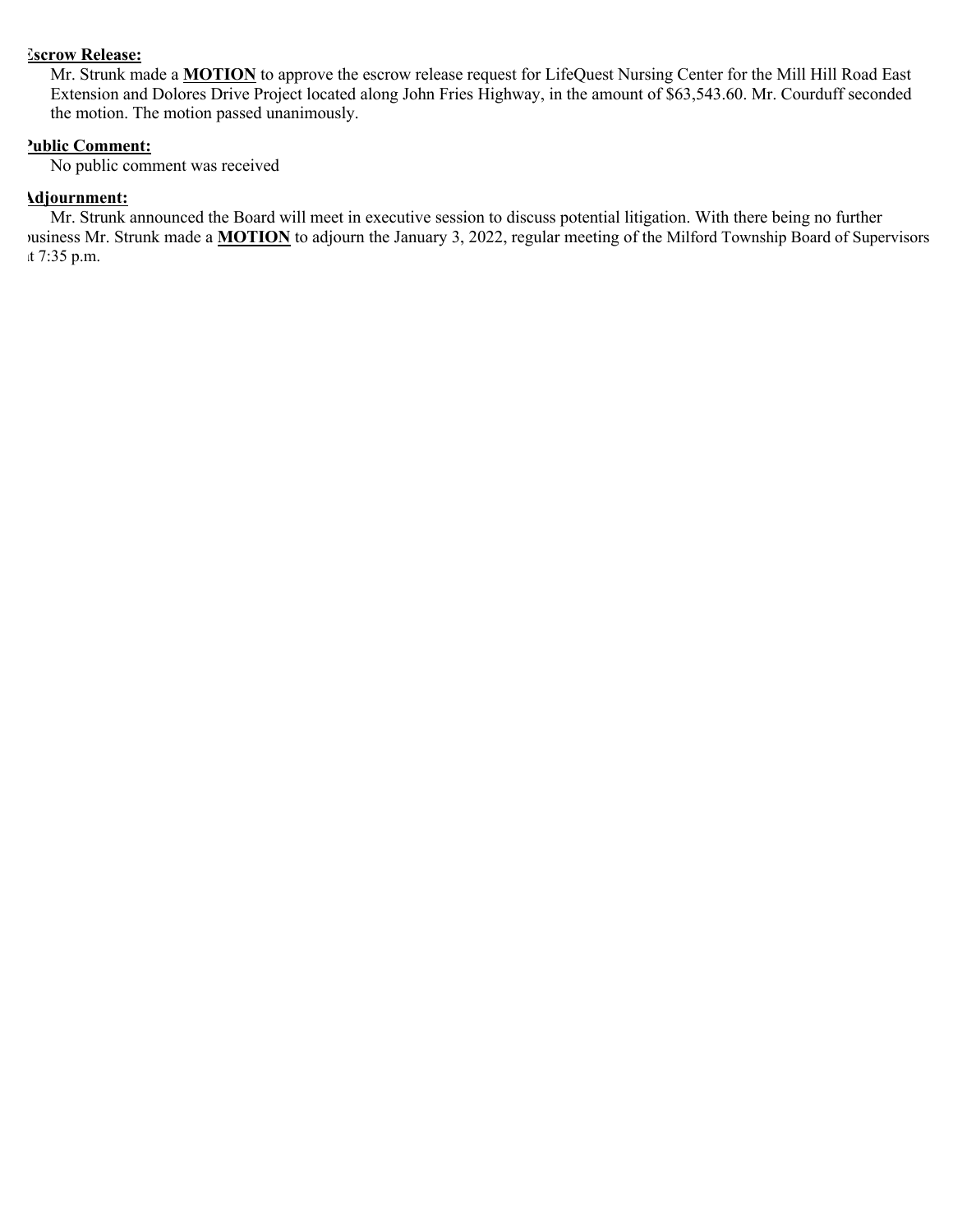**Escrow Release:**

Mr. Strunk made a **MOTION** to approve the escrow release request for LifeQuest Nursing Center for the Mill Hill Road East Extension and Dolores Drive Project located along John Fries Highway, in the amount of $63,543.60. Mr. Courduff seconded the motion. The motion passed unanimously.

**Public Comment:**

No public comment was received

**Adjournment:**

Mr. Strunk announced the Board will meet in executive session to discuss potential litigation. With there being no further business Mr. Strunk made a **MOTION** to adjourn the January 3, 2022, regular meeting of the Milford Township Board of Supervisors at 7:35 p.m.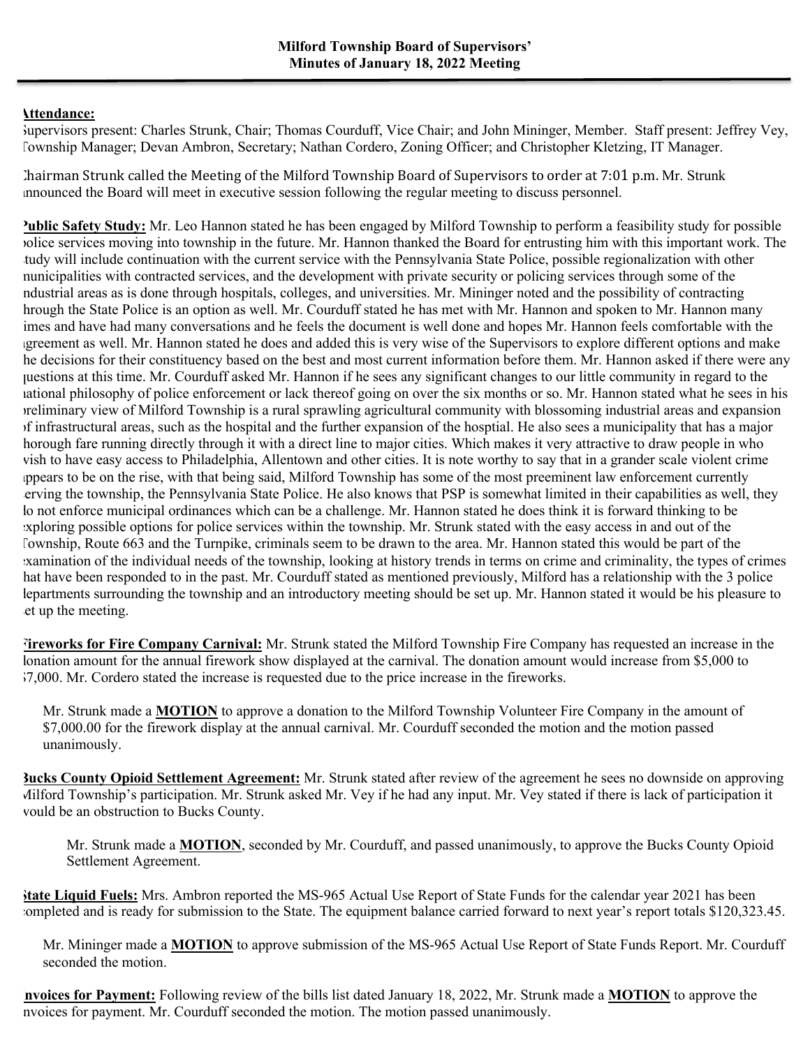**Milford Township Board of Supervisors' Minutes of January 18, 2022 Meeting**

**Attendance:**
Supervisors present: Charles Strunk, Chair; Thomas Courduff, Vice Chair; and John Mininger, Member. Staff present: Jeffrey Vey, Township Manager; Devan Ambron, Secretary; Nathan Cordero, Zoning Officer; and Christopher Kletzing, IT Manager.

Chairman Strunk called the Meeting of the Milford Township Board of Supervisors to order at 7:01 p.m. Mr. Strunk announced the Board will meet in executive session following the regular meeting to discuss personnel.

**Public Safety Study:** Mr. Leo Hannon stated he has been engaged by Milford Township to perform a feasibility study for possible police services moving into township in the future. Mr. Hannon thanked the Board for entrusting him with this important work. The study will include continuation with the current service with the Pennsylvania State Police, possible regionalization with other municipalities with contracted services, and the development with private security or policing services through some of the industrial areas as is done through hospitals, colleges, and universities. Mr. Mininger noted and the possibility of contracting through the State Police is an option as well. Mr. Courduff stated he has met with Mr. Hannon and spoken to Mr. Hannon many times and have had many conversations and he feels the document is well done and hopes Mr. Hannon feels comfortable with the agreement as well. Mr. Hannon stated he does and added this is very wise of the Supervisors to explore different options and make the decisions for their constituency based on the best and most current information before them. Mr. Hannon asked if there were any questions at this time. Mr. Courduff asked Mr. Hannon if he sees any significant changes to our little community in regard to the national philosophy of police enforcement or lack thereof going on over the six months or so. Mr. Hannon stated what he sees in his preliminary view of Milford Township is a rural sprawling agricultural community with blossoming industrial areas and expansion of infrastructural areas, such as the hospital and the further expansion of the hosptial. He also sees a municipality that has a major thorough fare running directly through it with a direct line to major cities. Which makes it very attractive to draw people in who wish to have easy access to Philadelphia, Allentown and other cities. It is note worthy to say that in a grander scale violent crime appears to be on the rise, with that being said, Milford Township has some of the most preeminent law enforcement currently serving the township, the Pennsylvania State Police. He also knows that PSP is somewhat limited in their capabilities as well, they do not enforce municipal ordinances which can be a challenge. Mr. Hannon stated he does think it is forward thinking to be exploring possible options for police services within the township. Mr. Strunk stated with the easy access in and out of the Township, Route 663 and the Turnpike, criminals seem to be drawn to the area. Mr. Hannon stated this would be part of the examination of the individual needs of the township, looking at history trends in terms on crime and criminality, the types of crimes that have been responded to in the past. Mr. Courduff stated as mentioned previously, Milford has a relationship with the 3 police departments surrounding the township and an introductory meeting should be set up. Mr. Hannon stated it would be his pleasure to set up the meeting.

**Fireworks for Fire Company Carnival:** Mr. Strunk stated the Milford Township Fire Company has requested an increase in the donation amount for the annual firework show displayed at the carnival. The donation amount would increase from $5,000 to $7,000. Mr. Cordero stated the increase is requested due to the price increase in the fireworks.

> Mr. Strunk made a **MOTION** to approve a donation to the Milford Township Volunteer Fire Company in the amount of $7,000.00 for the firework display at the annual carnival. Mr. Courduff seconded the motion and the motion passed unanimously.

**Bucks County Opioid Settlement Agreement:** Mr. Strunk stated after review of the agreement he sees no downside on approving Milford Township's participation. Mr. Strunk asked Mr. Vey if he had any input. Mr. Vey stated if there is lack of participation it would be an obstruction to Bucks County.

> Mr. Strunk made a **MOTION**, seconded by Mr. Courduff, and passed unanimously, to approve the Bucks County Opioid Settlement Agreement.

**State Liquid Fuels:** Mrs. Ambron reported the MS-965 Actual Use Report of State Funds for the calendar year 2021 has been completed and is ready for submission to the State. The equipment balance carried forward to next year's report totals $120,323.45.

> Mr. Mininger made a **MOTION** to approve submission of the MS-965 Actual Use Report of State Funds Report. Mr. Courduff seconded the motion.

**Invoices for Payment:** Following review of the bills list dated January 18, 2022, Mr. Strunk made a **MOTION** to approve the invoices for payment. Mr. Courduff seconded the motion. The motion passed unanimously.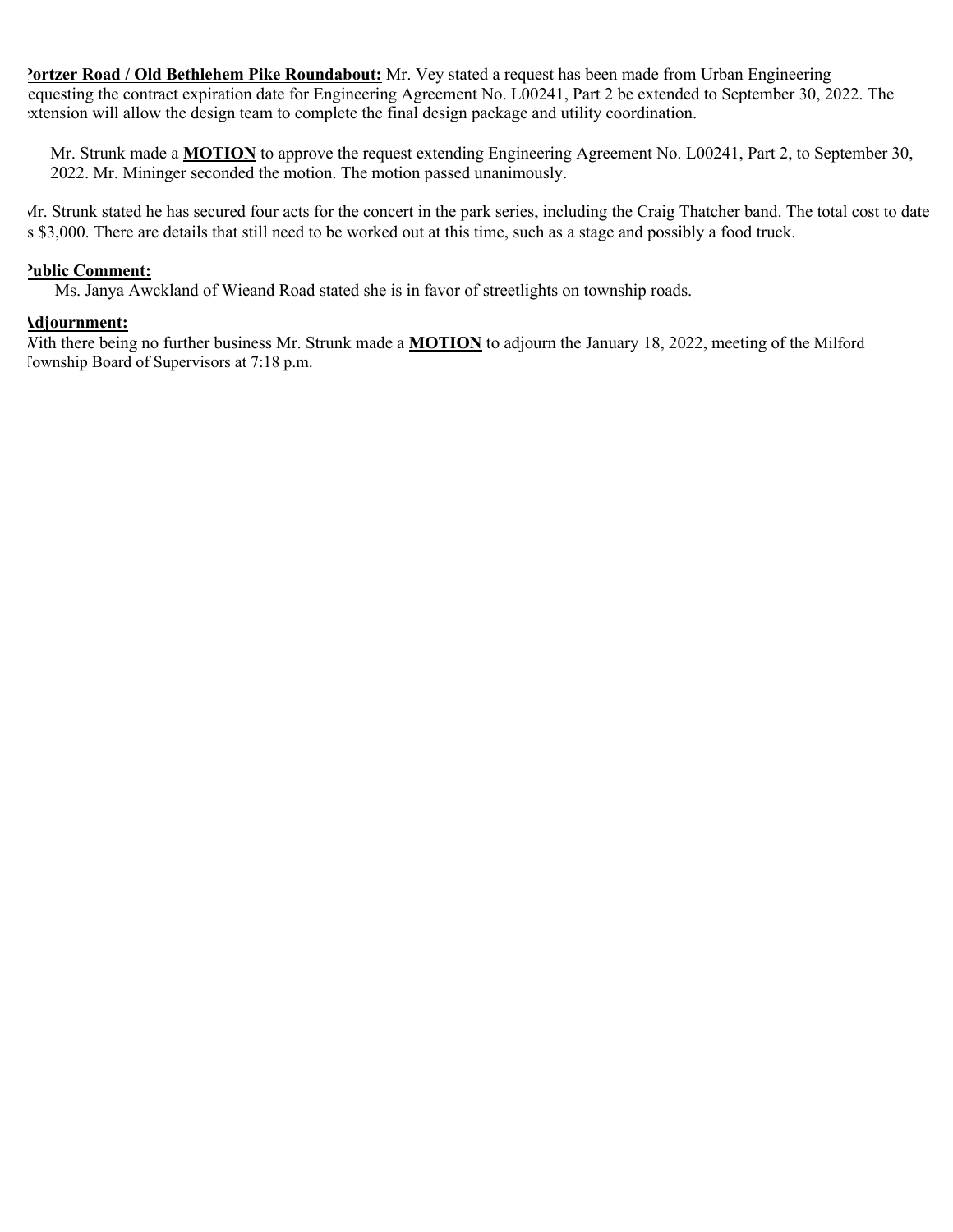**Portzer Road / Old Bethlehem Pike Roundabout:** Mr. Vey stated a request has been made from Urban Engineering requesting the contract expiration date for Engineering Agreement No. L00241, Part 2 be extended to September 30, 2022. The extension will allow the design team to complete the final design package and utility coordination.

Mr. Strunk made a **MOTION** to approve the request extending Engineering Agreement No. L00241, Part 2, to September 30, 2022. Mr. Mininger seconded the motion. The motion passed unanimously.

Mr. Strunk stated he has secured four acts for the concert in the park series, including the Craig Thatcher band. The total cost to date is $3,000. There are details that still need to be worked out at this time, such as a stage and possibly a food truck.

**Public Comment:**

Ms. Janya Awckland of Wieand Road stated she is in favor of streetlights on township roads.

**Adjournment:**

With there being no further business Mr. Strunk made a **MOTION** to adjourn the January 18, 2022, meeting of the Milford Township Board of Supervisors at 7:18 p.m.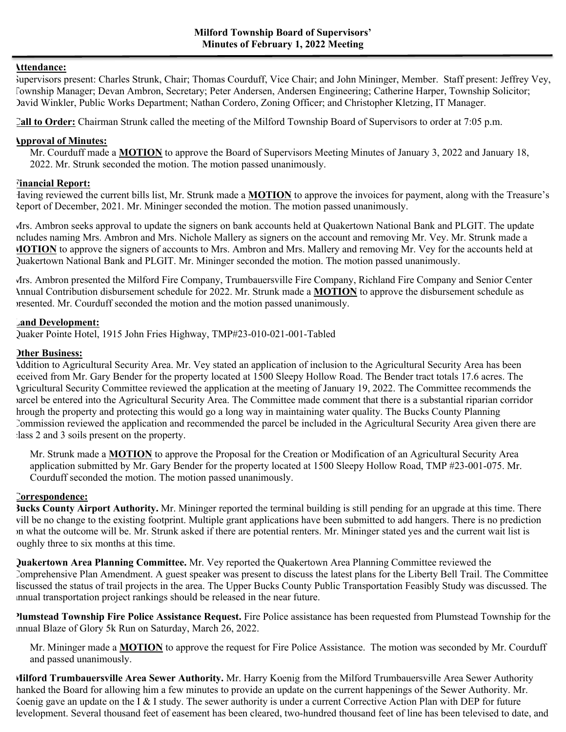**Milford Township Board of Supervisors' Minutes of February 1, 2022 Meeting**

**Attendance:**
Supervisors present: Charles Strunk, Chair; Thomas Courduff, Vice Chair; and John Mininger, Member. Staff present: Jeffrey Vey, Township Manager; Devan Ambron, Secretary; Peter Andersen, Andersen Engineering; Catherine Harper, Township Solicitor; David Winkler, Public Works Department; Nathan Cordero, Zoning Officer; and Christopher Kletzing, IT Manager.

**Call to Order:** Chairman Strunk called the meeting of the Milford Township Board of Supervisors to order at 7:05 p.m.

**Approval of Minutes:**
Mr. Courduff made a **MOTION** to approve the Board of Supervisors Meeting Minutes of January 3, 2022 and January 18, 2022. Mr. Strunk seconded the motion. The motion passed unanimously.

**Financial Report:**
Having reviewed the current bills list, Mr. Strunk made a **MOTION** to approve the invoices for payment, along with the Treasure's Report of December, 2021. Mr. Mininger seconded the motion. The motion passed unanimously.

Mrs. Ambron seeks approval to update the signers on bank accounts held at Quakertown National Bank and PLGIT. The update includes naming Mrs. Ambron and Mrs. Nichole Mallery as signers on the account and removing Mr. Vey. Mr. Strunk made a **MOTION** to approve the signers of accounts to Mrs. Ambron and Mrs. Mallery and removing Mr. Vey for the accounts held at Quakertown National Bank and PLGIT. Mr. Mininger seconded the motion. The motion passed unanimously.

Mrs. Ambron presented the Milford Fire Company, Trumbauersville Fire Company, Richland Fire Company and Senior Center Annual Contribution disbursement schedule for 2022. Mr. Strunk made a **MOTION** to approve the disbursement schedule as presented. Mr. Courduff seconded the motion and the motion passed unanimously.

**Land Development:**
Quaker Pointe Hotel, 1915 John Fries Highway, TMP#23-010-021-001-Tabled

**Other Business:**
Addition to Agricultural Security Area. Mr. Vey stated an application of inclusion to the Agricultural Security Area has been received from Mr. Gary Bender for the property located at 1500 Sleepy Hollow Road. The Bender tract totals 17.6 acres. The Agricultural Security Committee reviewed the application at the meeting of January 19, 2022. The Committee recommends the parcel be entered into the Agricultural Security Area. The Committee made comment that there is a substantial riparian corridor through the property and protecting this would go a long way in maintaining water quality. The Bucks County Planning Commission reviewed the application and recommended the parcel be included in the Agricultural Security Area given there are class 2 and 3 soils present on the property.

Mr. Strunk made a **MOTION** to approve the Proposal for the Creation or Modification of an Agricultural Security Area application submitted by Mr. Gary Bender for the property located at 1500 Sleepy Hollow Road, TMP #23-001-075. Mr. Courduff seconded the motion. The motion passed unanimously.

**Correspondence:**
**Bucks County Airport Authority.** Mr. Mininger reported the terminal building is still pending for an upgrade at this time. There will be no change to the existing footprint. Multiple grant applications have been submitted to add hangers. There is no prediction on what the outcome will be. Mr. Strunk asked if there are potential renters. Mr. Mininger stated yes and the current wait list is roughly three to six months at this time.

**Quakertown Area Planning Committee.** Mr. Vey reported the Quakertown Area Planning Committee reviewed the Comprehensive Plan Amendment. A guest speaker was present to discuss the latest plans for the Liberty Bell Trail. The Committee discussed the status of trail projects in the area. The Upper Bucks County Public Transportation Feasibly Study was discussed. The annual transportation project rankings should be released in the near future.

**Plumstead Township Fire Police Assistance Request.** Fire Police assistance has been requested from Plumstead Township for the annual Blaze of Glory 5k Run on Saturday, March 26, 2022.

Mr. Mininger made a **MOTION** to approve the request for Fire Police Assistance. The motion was seconded by Mr. Courduff and passed unanimously.

**Milford Trumbauersville Area Sewer Authority.** Mr. Harry Koenig from the Milford Trumbauersville Area Sewer Authority thanked the Board for allowing him a few minutes to provide an update on the current happenings of the Sewer Authority. Mr. Koenig gave an update on the I & I study. The sewer authority is under a current Corrective Action Plan with DEP for future development. Several thousand feet of easement has been cleared, two-hundred thousand feet of line has been televised to date, and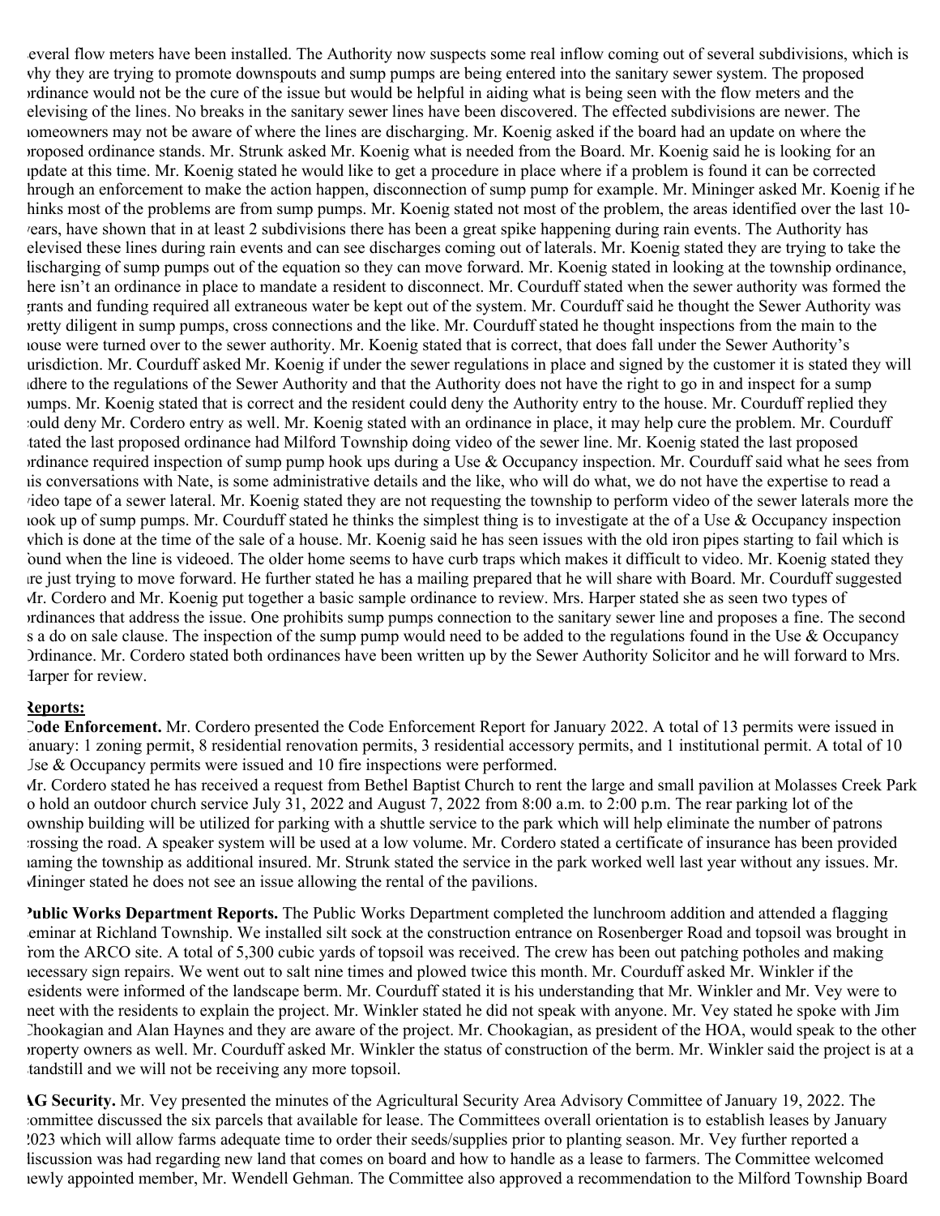everal flow meters have been installed. The Authority now suspects some real inflow coming out of several subdivisions, which is why they are trying to promote downspouts and sump pumps are being entered into the sanitary sewer system. The proposed ordinance would not be the cure of the issue but would be helpful in aiding what is being seen with the flow meters and the televising of the lines. No breaks in the sanitary sewer lines have been discovered. The effected subdivisions are newer. The homeowners may not be aware of where the lines are discharging. Mr. Koenig asked if the board had an update on where the proposed ordinance stands. Mr. Strunk asked Mr. Koenig what is needed from the Board. Mr. Koenig said he is looking for an update at this time. Mr. Koenig stated he would like to get a procedure in place where if a problem is found it can be corrected through an enforcement to make the action happen, disconnection of sump pump for example. Mr. Mininger asked Mr. Koenig if he thinks most of the problems are from sump pumps. Mr. Koenig stated not most of the problem, the areas identified over the last 10-years, have shown that in at least 2 subdivisions there has been a great spike happening during rain events. The Authority has televised these lines during rain events and can see discharges coming out of laterals. Mr. Koenig stated they are trying to take the discharging of sump pumps out of the equation so they can move forward. Mr. Koenig stated in looking at the township ordinance, there isn't an ordinance in place to mandate a resident to disconnect. Mr. Courduff stated when the sewer authority was formed the grants and funding required all extraneous water be kept out of the system. Mr. Courduff said he thought the Sewer Authority was pretty diligent in sump pumps, cross connections and the like. Mr. Courduff stated he thought inspections from the main to the house were turned over to the sewer authority. Mr. Koenig stated that is correct, that does fall under the Sewer Authority's jurisdiction. Mr. Courduff asked Mr. Koenig if under the sewer regulations in place and signed by the customer it is stated they will adhere to the regulations of the Sewer Authority and that the Authority does not have the right to go in and inspect for a sump pumps. Mr. Koenig stated that is correct and the resident could deny the Authority entry to the house. Mr. Courduff replied they could deny Mr. Cordero entry as well. Mr. Koenig stated with an ordinance in place, it may help cure the problem. Mr. Courduff stated the last proposed ordinance had Milford Township doing video of the sewer line. Mr. Koenig stated the last proposed ordinance required inspection of sump pump hook ups during a Use & Occupancy inspection. Mr. Courduff said what he sees from his conversations with Nate, is some administrative details and the like, who will do what, we do not have the expertise to read a video tape of a sewer lateral. Mr. Koenig stated they are not requesting the township to perform video of the sewer laterals more the hook up of sump pumps. Mr. Courduff stated he thinks the simplest thing is to investigate at the of a Use & Occupancy inspection which is done at the time of the sale of a house. Mr. Koenig said he has seen issues with the old iron pipes starting to fail which is found when the line is videoed. The older home seems to have curb traps which makes it difficult to video. Mr. Koenig stated they are just trying to move forward. He further stated he has a mailing prepared that he will share with Board. Mr. Courduff suggested Mr. Cordero and Mr. Koenig put together a basic sample ordinance to review. Mrs. Harper stated she as seen two types of ordinances that address the issue. One prohibits sump pumps connection to the sanitary sewer line and proposes a fine. The second is a do on sale clause. The inspection of the sump pump would need to be added to the regulations found in the Use & Occupancy Ordinance. Mr. Cordero stated both ordinances have been written up by the Sewer Authority Solicitor and he will forward to Mrs. Harper for review.

## Reports:

**Code Enforcement.** Mr. Cordero presented the Code Enforcement Report for January 2022. A total of 13 permits were issued in January: 1 zoning permit, 8 residential renovation permits, 3 residential accessory permits, and 1 institutional permit. A total of 10 Use & Occupancy permits were issued and 10 fire inspections were performed.

Mr. Cordero stated he has received a request from Bethel Baptist Church to rent the large and small pavilion at Molasses Creek Park to hold an outdoor church service July 31, 2022 and August 7, 2022 from 8:00 a.m. to 2:00 p.m. The rear parking lot of the township building will be utilized for parking with a shuttle service to the park which will help eliminate the number of patrons crossing the road. A speaker system will be used at a low volume. Mr. Cordero stated a certificate of insurance has been provided naming the township as additional insured. Mr. Strunk stated the service in the park worked well last year without any issues. Mr. Mininger stated he does not see an issue allowing the rental of the pavilions.

**Public Works Department Reports.** The Public Works Department completed the lunchroom addition and attended a flagging seminar at Richland Township. We installed silt sock at the construction entrance on Rosenberger Road and topsoil was brought in from the ARCO site. A total of 5,300 cubic yards of topsoil was received. The crew has been out patching potholes and making necessary sign repairs. We went out to salt nine times and plowed twice this month. Mr. Courduff asked Mr. Winkler if the residents were informed of the landscape berm. Mr. Courduff stated it is his understanding that Mr. Winkler and Mr. Vey were to meet with the residents to explain the project. Mr. Winkler stated he did not speak with anyone. Mr. Vey stated he spoke with Jim Chookagian and Alan Haynes and they are aware of the project. Mr. Chookagian, as president of the HOA, would speak to the other property owners as well. Mr. Courduff asked Mr. Winkler the status of construction of the berm. Mr. Winkler said the project is at a standstill and we will not be receiving any more topsoil.

**AG Security.** Mr. Vey presented the minutes of the Agricultural Security Area Advisory Committee of January 19, 2022. The committee discussed the six parcels that available for lease. The Committees overall orientation is to establish leases by January 2023 which will allow farms adequate time to order their seeds/supplies prior to planting season. Mr. Vey further reported a discussion was had regarding new land that comes on board and how to handle as a lease to farmers. The Committee welcomed newly appointed member, Mr. Wendell Gehman. The Committee also approved a recommendation to the Milford Township Board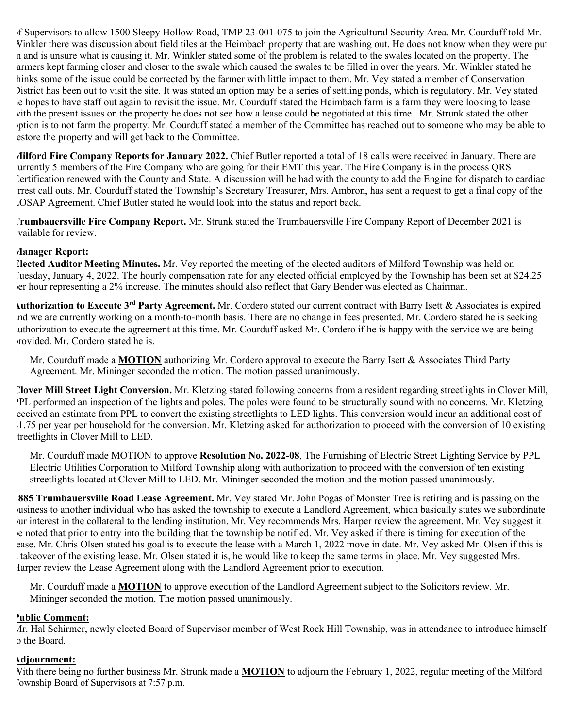of Supervisors to allow 1500 Sleepy Hollow Road, TMP 23-001-075 to join the Agricultural Security Area. Mr. Courduff told Mr. Winkler there was discussion about field tiles at the Heimbach property that are washing out. He does not know when they were put in and is unsure what is causing it. Mr. Winkler stated some of the problem is related to the swales located on the property. The farmers kept farming closer and closer to the swale which caused the swales to be filled in over the years. Mr. Winkler stated he thinks some of the issue could be corrected by the farmer with little impact to them. Mr. Vey stated a member of Conservation District has been out to visit the site. It was stated an option may be a series of settling ponds, which is regulatory. Mr. Vey stated he hopes to have staff out again to revisit the issue. Mr. Courduff stated the Heimbach farm is a farm they were looking to lease with the present issues on the property he does not see how a lease could be negotiated at this time. Mr. Strunk stated the other option is to not farm the property. Mr. Courduff stated a member of the Committee has reached out to someone who may be able to restore the property and will get back to the Committee.

**Milford Fire Company Reports for January 2022.** Chief Butler reported a total of 18 calls were received in January. There are currently 5 members of the Fire Company who are going for their EMT this year. The Fire Company is in the process QRS Certification renewed with the County and State. A discussion will be had with the county to add the Engine for dispatch to cardiac arrest call outs. Mr. Courduff stated the Township's Secretary Treasurer, Mrs. Ambron, has sent a request to get a final copy of the LOSAP Agreement. Chief Butler stated he would look into the status and report back.

**Trumbauersville Fire Company Report.** Mr. Strunk stated the Trumbauersville Fire Company Report of December 2021 is available for review.

**Manager Report:**

**Elected Auditor Meeting Minutes.** Mr. Vey reported the meeting of the elected auditors of Milford Township was held on Tuesday, January 4, 2022. The hourly compensation rate for any elected official employed by the Township has been set at $24.25 per hour representing a 2% increase. The minutes should also reflect that Gary Bender was elected as Chairman.

**Authorization to Execute 3rd Party Agreement.** Mr. Cordero stated our current contract with Barry Isett & Associates is expired and we are currently working on a month-to-month basis. There are no change in fees presented. Mr. Cordero stated he is seeking authorization to execute the agreement at this time. Mr. Courduff asked Mr. Cordero if he is happy with the service we are being provided. Mr. Cordero stated he is.

Mr. Courduff made a **MOTION** authorizing Mr. Cordero approval to execute the Barry Isett & Associates Third Party Agreement. Mr. Mininger seconded the motion. The motion passed unanimously.

**Clover Mill Street Light Conversion.** Mr. Kletzing stated following concerns from a resident regarding streetlights in Clover Mill, PPL performed an inspection of the lights and poles. The poles were found to be structurally sound with no concerns. Mr. Kletzing received an estimate from PPL to convert the existing streetlights to LED lights. This conversion would incur an additional cost of $1.75 per year per household for the conversion. Mr. Kletzing asked for authorization to proceed with the conversion of 10 existing streetlights in Clover Mill to LED.

Mr. Courduff made MOTION to approve **Resolution No. 2022-08**, The Furnishing of Electric Street Lighting Service by PPL Electric Utilities Corporation to Milford Township along with authorization to proceed with the conversion of ten existing streetlights located at Clover Mill to LED. Mr. Mininger seconded the motion and the motion passed unanimously.

**1885 Trumbauersville Road Lease Agreement.** Mr. Vey stated Mr. John Pogas of Monster Tree is retiring and is passing on the business to another individual who has asked the township to execute a Landlord Agreement, which basically states we subordinate our interest in the collateral to the lending institution. Mr. Vey recommends Mrs. Harper review the agreement. Mr. Vey suggest it be noted that prior to entry into the building that the township be notified. Mr. Vey asked if there is timing for execution of the lease. Mr. Chris Olsen stated his goal is to execute the lease with a March 1, 2022 move in date. Mr. Vey asked Mr. Olsen if this is a takeover of the existing lease. Mr. Olsen stated it is, he would like to keep the same terms in place. Mr. Vey suggested Mrs. Harper review the Lease Agreement along with the Landlord Agreement prior to execution.

Mr. Courduff made a **MOTION** to approve execution of the Landlord Agreement subject to the Solicitors review. Mr. Mininger seconded the motion. The motion passed unanimously.

**Public Comment:**

Mr. Hal Schirmer, newly elected Board of Supervisor member of West Rock Hill Township, was in attendance to introduce himself to the Board.

**Adjournment:**

With there being no further business Mr. Strunk made a **MOTION** to adjourn the February 1, 2022, regular meeting of the Milford Township Board of Supervisors at 7:57 p.m.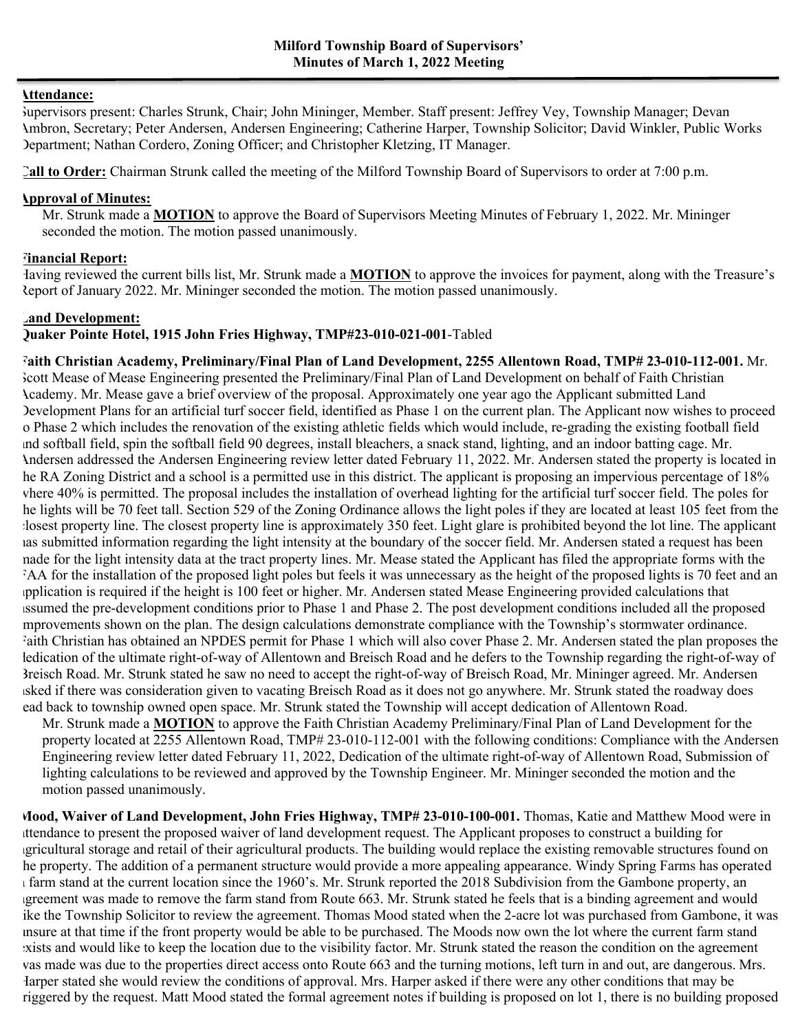**Milford Township Board of Supervisors'**
**Minutes of March 1, 2022 Meeting**

**Attendance:**
Supervisors present: Charles Strunk, Chair; John Mininger, Member. Staff present: Jeffrey Vey, Township Manager; Devan Ambron, Secretary; Peter Andersen, Andersen Engineering; Catherine Harper, Township Solicitor; David Winkler, Public Works Department; Nathan Cordero, Zoning Officer; and Christopher Kletzing, IT Manager.

**Call to Order:** Chairman Strunk called the meeting of the Milford Township Board of Supervisors to order at 7:00 p.m.

**Approval of Minutes:**
Mr. Strunk made a **MOTION** to approve the Board of Supervisors Meeting Minutes of February 1, 2022. Mr. Mininger seconded the motion. The motion passed unanimously.

**Financial Report:**
Having reviewed the current bills list, Mr. Strunk made a **MOTION** to approve the invoices for payment, along with the Treasure's Report of January 2022. Mr. Mininger seconded the motion. The motion passed unanimously.

**Land Development:**
**Quaker Pointe Hotel, 1915 John Fries Highway, TMP#23-010-021-001**-Tabled

**Faith Christian Academy, Preliminary/Final Plan of Land Development, 2255 Allentown Road, TMP# 23-010-112-001.** Mr. Scott Mease of Mease Engineering presented the Preliminary/Final Plan of Land Development on behalf of Faith Christian Academy. Mr. Mease gave a brief overview of the proposal. Approximately one year ago the Applicant submitted Land Development Plans for an artificial turf soccer field, identified as Phase 1 on the current plan. The Applicant now wishes to proceed to Phase 2 which includes the renovation of the existing athletic fields which would include, re-grading the existing football field and softball field, spin the softball field 90 degrees, install bleachers, a snack stand, lighting, and an indoor batting cage. Mr. Andersen addressed the Andersen Engineering review letter dated February 11, 2022. Mr. Andersen stated the property is located in the RA Zoning District and a school is a permitted use in this district. The applicant is proposing an impervious percentage of 18% where 40% is permitted. The proposal includes the installation of overhead lighting for the artificial turf soccer field. The poles for the lights will be 70 feet tall. Section 529 of the Zoning Ordinance allows the light poles if they are located at least 105 feet from the closest property line. The closest property line is approximately 350 feet. Light glare is prohibited beyond the lot line. The applicant has submitted information regarding the light intensity at the boundary of the soccer field. Mr. Andersen stated a request has been made for the light intensity data at the tract property lines. Mr. Mease stated the Applicant has filed the appropriate forms with the FAA for the installation of the proposed light poles but feels it was unnecessary as the height of the proposed lights is 70 feet and an application is required if the height is 100 feet or higher. Mr. Andersen stated Mease Engineering provided calculations that assumed the pre-development conditions prior to Phase 1 and Phase 2. The post development conditions included all the proposed improvements shown on the plan. The design calculations demonstrate compliance with the Township's stormwater ordinance. Faith Christian has obtained an NPDES permit for Phase 1 which will also cover Phase 2. Mr. Andersen stated the plan proposes the dedication of the ultimate right-of-way of Allentown and Breisch Road and he defers to the Township regarding the right-of-way of Breisch Road. Mr. Strunk stated he saw no need to accept the right-of-way of Breisch Road, Mr. Mininger agreed. Mr. Andersen asked if there was consideration given to vacating Breisch Road as it does not go anywhere. Mr. Strunk stated the roadway does lead back to township owned open space. Mr. Strunk stated the Township will accept dedication of Allentown Road.

Mr. Strunk made a **MOTION** to approve the Faith Christian Academy Preliminary/Final Plan of Land Development for the property located at 2255 Allentown Road, TMP# 23-010-112-001 with the following conditions: Compliance with the Andersen Engineering review letter dated February 11, 2022, Dedication of the ultimate right-of-way of Allentown Road, Submission of lighting calculations to be reviewed and approved by the Township Engineer. Mr. Mininger seconded the motion and the motion passed unanimously.

**Mood, Waiver of Land Development, John Fries Highway, TMP# 23-010-100-001.** Thomas, Katie and Matthew Mood were in attendance to present the proposed waiver of land development request. The Applicant proposes to construct a building for agricultural storage and retail of their agricultural products. The building would replace the existing removable structures found on the property. The addition of a permanent structure would provide a more appealing appearance. Windy Spring Farms has operated a farm stand at the current location since the 1960's. Mr. Strunk reported the 2018 Subdivision from the Gambone property, an agreement was made to remove the farm stand from Route 663. Mr. Strunk stated he feels that is a binding agreement and would like the Township Solicitor to review the agreement. Thomas Mood stated when the 2-acre lot was purchased from Gambone, it was unsure at that time if the front property would be able to be purchased. The Moods now own the lot where the current farm stand exists and would like to keep the location due to the visibility factor. Mr. Strunk stated the reason the condition on the agreement was made was due to the properties direct access onto Route 663 and the turning motions, left turn in and out, are dangerous. Mrs. Harper stated she would review the conditions of approval. Mrs. Harper asked if there were any other conditions that may be triggered by the request. Matt Mood stated the formal agreement notes if building is proposed on lot 1, there is no building proposed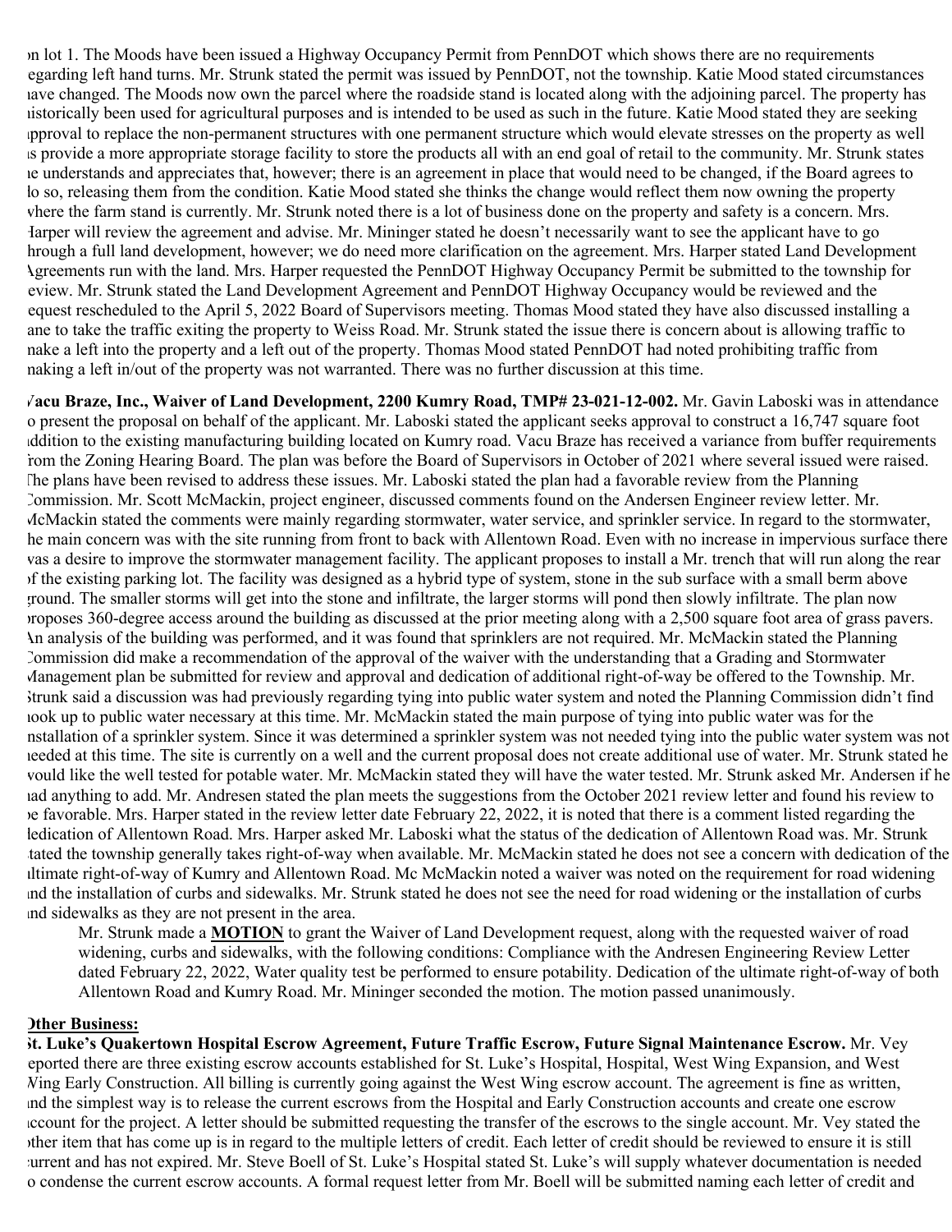on lot 1. The Moods have been issued a Highway Occupancy Permit from PennDOT which shows there are no requirements regarding left hand turns. Mr. Strunk stated the permit was issued by PennDOT, not the township. Katie Mood stated circumstances have changed. The Moods now own the parcel where the roadside stand is located along with the adjoining parcel. The property has historically been used for agricultural purposes and is intended to be used as such in the future. Katie Mood stated they are seeking approval to replace the non-permanent structures with one permanent structure which would elevate stresses on the property as well as provide a more appropriate storage facility to store the products all with an end goal of retail to the community. Mr. Strunk states he understands and appreciates that, however; there is an agreement in place that would need to be changed, if the Board agrees to do so, releasing them from the condition. Katie Mood stated she thinks the change would reflect them now owning the property where the farm stand is currently. Mr. Strunk noted there is a lot of business done on the property and safety is a concern. Mrs. Harper will review the agreement and advise. Mr. Mininger stated he doesn't necessarily want to see the applicant have to go through a full land development, however; we do need more clarification on the agreement. Mrs. Harper stated Land Development Agreements run with the land. Mrs. Harper requested the PennDOT Highway Occupancy Permit be submitted to the township for review. Mr. Strunk stated the Land Development Agreement and PennDOT Highway Occupancy would be reviewed and the request rescheduled to the April 5, 2022 Board of Supervisors meeting. Thomas Mood stated they have also discussed installing a lane to take the traffic exiting the property to Weiss Road. Mr. Strunk stated the issue there is concern about is allowing traffic to make a left into the property and a left out of the property. Thomas Mood stated PennDOT had noted prohibiting traffic from making a left in/out of the property was not warranted. There was no further discussion at this time.

**Vacu Braze, Inc., Waiver of Land Development, 2200 Kumry Road, TMP# 23-021-12-002.** Mr. Gavin Laboski was in attendance to present the proposal on behalf of the applicant. Mr. Laboski stated the applicant seeks approval to construct a 16,747 square foot addition to the existing manufacturing building located on Kumry road. Vacu Braze has received a variance from buffer requirements from the Zoning Hearing Board. The plan was before the Board of Supervisors in October of 2021 where several issued were raised. The plans have been revised to address these issues. Mr. Laboski stated the plan had a favorable review from the Planning Commission. Mr. Scott McMackin, project engineer, discussed comments found on the Andersen Engineer review letter. Mr. McMackin stated the comments were mainly regarding stormwater, water service, and sprinkler service. In regard to the stormwater, the main concern was with the site running from front to back with Allentown Road. Even with no increase in impervious surface there was a desire to improve the stormwater management facility. The applicant proposes to install a Mr. trench that will run along the rear of the existing parking lot. The facility was designed as a hybrid type of system, stone in the sub surface with a small berm above ground. The smaller storms will get into the stone and infiltrate, the larger storms will pond then slowly infiltrate. The plan now proposes 360-degree access around the building as discussed at the prior meeting along with a 2,500 square foot area of grass pavers. An analysis of the building was performed, and it was found that sprinklers are not required. Mr. McMackin stated the Planning Commission did make a recommendation of the approval of the waiver with the understanding that a Grading and Stormwater Management plan be submitted for review and approval and dedication of additional right-of-way be offered to the Township. Mr. Strunk said a discussion was had previously regarding tying into public water system and noted the Planning Commission didn't find hook up to public water necessary at this time. Mr. McMackin stated the main purpose of tying into public water was for the installation of a sprinkler system. Since it was determined a sprinkler system was not needed tying into the public water system was not needed at this time. The site is currently on a well and the current proposal does not create additional use of water. Mr. Strunk stated he would like the well tested for potable water. Mr. McMackin stated they will have the water tested. Mr. Strunk asked Mr. Andersen if he had anything to add. Mr. Andresen stated the plan meets the suggestions from the October 2021 review letter and found his review to be favorable. Mrs. Harper stated in the review letter date February 22, 2022, it is noted that there is a comment listed regarding the dedication of Allentown Road. Mrs. Harper asked Mr. Laboski what the status of the dedication of Allentown Road was. Mr. Strunk stated the township generally takes right-of-way when available. Mr. McMackin stated he does not see a concern with dedication of the ultimate right-of-way of Kumry and Allentown Road. Mc McMackin noted a waiver was noted on the requirement for road widening and the installation of curbs and sidewalks. Mr. Strunk stated he does not see the need for road widening or the installation of curbs and sidewalks as they are not present in the area.

> Mr. Strunk made a **MOTION** to grant the Waiver of Land Development request, along with the requested waiver of road widening, curbs and sidewalks, with the following conditions: Compliance with the Andresen Engineering Review Letter dated February 22, 2022, Water quality test be performed to ensure potability. Dedication of the ultimate right-of-way of both Allentown Road and Kumry Road. Mr. Mininger seconded the motion. The motion passed unanimously.

**Other Business:**

**St. Luke's Quakertown Hospital Escrow Agreement, Future Traffic Escrow, Future Signal Maintenance Escrow.** Mr. Vey reported there are three existing escrow accounts established for St. Luke's Hospital, Hospital, West Wing Expansion, and West Wing Early Construction. All billing is currently going against the West Wing escrow account. The agreement is fine as written, and the simplest way is to release the current escrows from the Hospital and Early Construction accounts and create one escrow account for the project. A letter should be submitted requesting the transfer of the escrows to the single account. Mr. Vey stated the other item that has come up is in regard to the multiple letters of credit. Each letter of credit should be reviewed to ensure it is still current and has not expired. Mr. Steve Boell of St. Luke's Hospital stated St. Luke's will supply whatever documentation is needed to condense the current escrow accounts. A formal request letter from Mr. Boell will be submitted naming each letter of credit and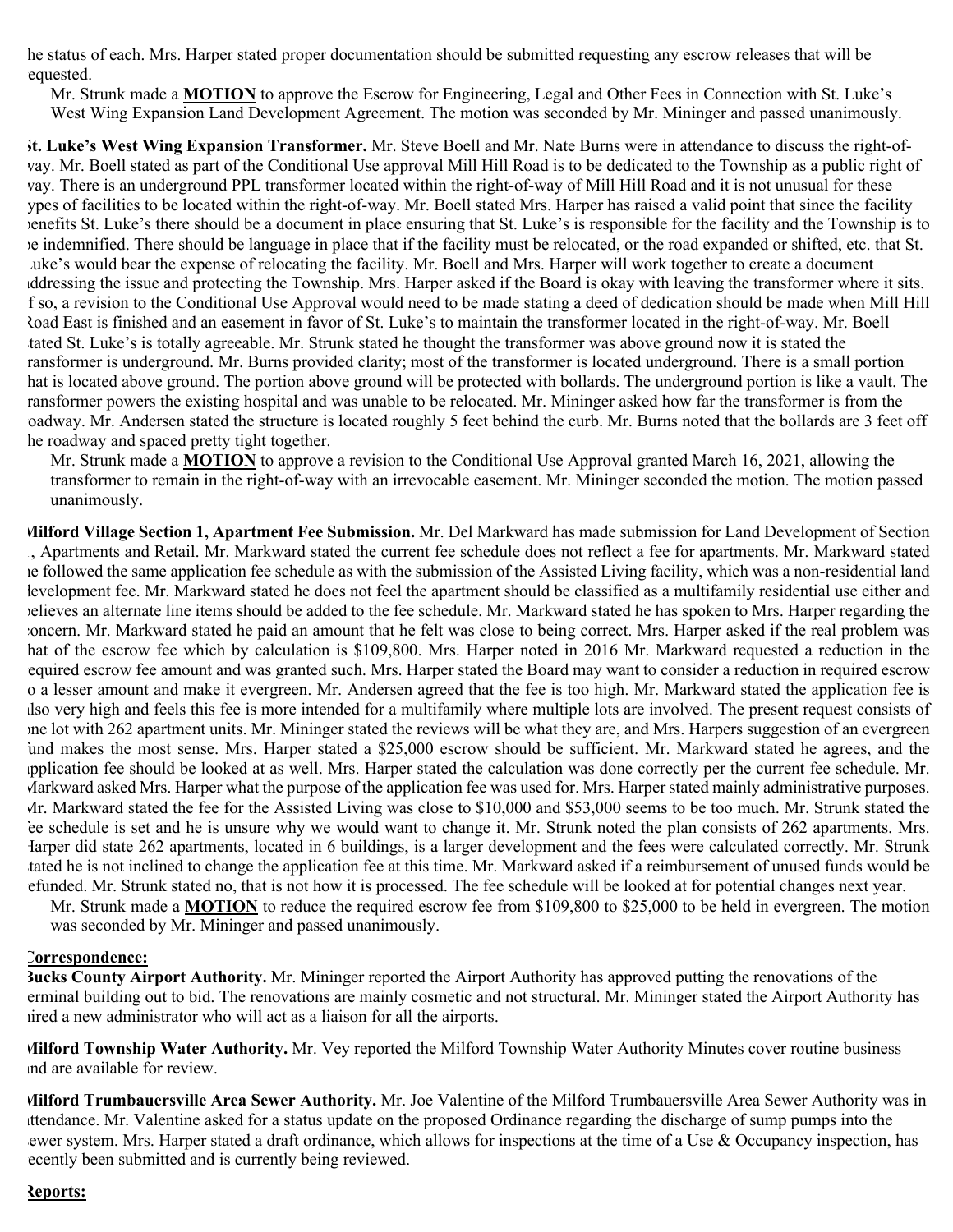he status of each. Mrs. Harper stated proper documentation should be submitted requesting any escrow releases that will be equested.

Mr. Strunk made a **MOTION** to approve the Escrow for Engineering, Legal and Other Fees in Connection with St. Luke's West Wing Expansion Land Development Agreement. The motion was seconded by Mr. Mininger and passed unanimously.

**St. Luke's West Wing Expansion Transformer.** Mr. Steve Boell and Mr. Nate Burns were in attendance to discuss the right-of-way. Mr. Boell stated as part of the Conditional Use approval Mill Hill Road is to be dedicated to the Township as a public right of way. There is an underground PPL transformer located within the right-of-way of Mill Hill Road and it is not unusual for these types of facilities to be located within the right-of-way. Mr. Boell stated Mrs. Harper has raised a valid point that since the facility benefits St. Luke's there should be a document in place ensuring that St. Luke's is responsible for the facility and the Township is to be indemnified. There should be language in place that if the facility must be relocated, or the road expanded or shifted, etc. that St. Luke's would bear the expense of relocating the facility. Mr. Boell and Mrs. Harper will work together to create a document addressing the issue and protecting the Township. Mrs. Harper asked if the Board is okay with leaving the transformer where it sits. If so, a revision to the Conditional Use Approval would need to be made stating a deed of dedication should be made when Mill Hill Road East is finished and an easement in favor of St. Luke's to maintain the transformer located in the right-of-way. Mr. Boell stated St. Luke's is totally agreeable. Mr. Strunk stated he thought the transformer was above ground now it is stated the transformer is underground. Mr. Burns provided clarity; most of the transformer is located underground. There is a small portion that is located above ground. The portion above ground will be protected with bollards. The underground portion is like a vault. The transformer powers the existing hospital and was unable to be relocated. Mr. Mininger asked how far the transformer is from the roadway. Mr. Andersen stated the structure is located roughly 5 feet behind the curb. Mr. Burns noted that the bollards are 3 feet off the roadway and spaced pretty tight together.

Mr. Strunk made a **MOTION** to approve a revision to the Conditional Use Approval granted March 16, 2021, allowing the transformer to remain in the right-of-way with an irrevocable easement. Mr. Mininger seconded the motion. The motion passed unanimously.

**Milford Village Section 1, Apartment Fee Submission.** Mr. Del Markward has made submission for Land Development of Section 1, Apartments and Retail. Mr. Markward stated the current fee schedule does not reflect a fee for apartments. Mr. Markward stated he followed the same application fee schedule as with the submission of the Assisted Living facility, which was a non-residential land development fee. Mr. Markward stated he does not feel the apartment should be classified as a multifamily residential use either and believes an alternate line items should be added to the fee schedule. Mr. Markward stated he has spoken to Mrs. Harper regarding the concern. Mr. Markward stated he paid an amount that he felt was close to being correct. Mrs. Harper asked if the real problem was that of the escrow fee which by calculation is $109,800. Mrs. Harper noted in 2016 Mr. Markward requested a reduction in the required escrow fee amount and was granted such. Mrs. Harper stated the Board may want to consider a reduction in required escrow to a lesser amount and make it evergreen. Mr. Andersen agreed that the fee is too high. Mr. Markward stated the application fee is also very high and feels this fee is more intended for a multifamily where multiple lots are involved. The present request consists of one lot with 262 apartment units. Mr. Mininger stated the reviews will be what they are, and Mrs. Harpers suggestion of an evergreen fund makes the most sense. Mrs. Harper stated a $25,000 escrow should be sufficient. Mr. Markward stated he agrees, and the application fee should be looked at as well. Mrs. Harper stated the calculation was done correctly per the current fee schedule. Mr. Markward asked Mrs. Harper what the purpose of the application fee was used for. Mrs. Harper stated mainly administrative purposes. Mr. Markward stated the fee for the Assisted Living was close to $10,000 and $53,000 seems to be too much. Mr. Strunk stated the fee schedule is set and he is unsure why we would want to change it. Mr. Strunk noted the plan consists of 262 apartments. Mrs. Harper did state 262 apartments, located in 6 buildings, is a larger development and the fees were calculated correctly. Mr. Strunk stated he is not inclined to change the application fee at this time. Mr. Markward asked if a reimbursement of unused funds would be refunded. Mr. Strunk stated no, that is not how it is processed. The fee schedule will be looked at for potential changes next year.

Mr. Strunk made a **MOTION** to reduce the required escrow fee from $109,800 to $25,000 to be held in evergreen. The motion was seconded by Mr. Mininger and passed unanimously.

**Correspondence:**

**Bucks County Airport Authority.** Mr. Mininger reported the Airport Authority has approved putting the renovations of the terminal building out to bid. The renovations are mainly cosmetic and not structural. Mr. Mininger stated the Airport Authority has hired a new administrator who will act as a liaison for all the airports.

**Milford Township Water Authority.** Mr. Vey reported the Milford Township Water Authority Minutes cover routine business and are available for review.

**Milford Trumbauersville Area Sewer Authority.** Mr. Joe Valentine of the Milford Trumbauersville Area Sewer Authority was in attendance. Mr. Valentine asked for a status update on the proposed Ordinance regarding the discharge of sump pumps into the sewer system. Mrs. Harper stated a draft ordinance, which allows for inspections at the time of a Use & Occupancy inspection, has recently been submitted and is currently being reviewed.

**Reports:**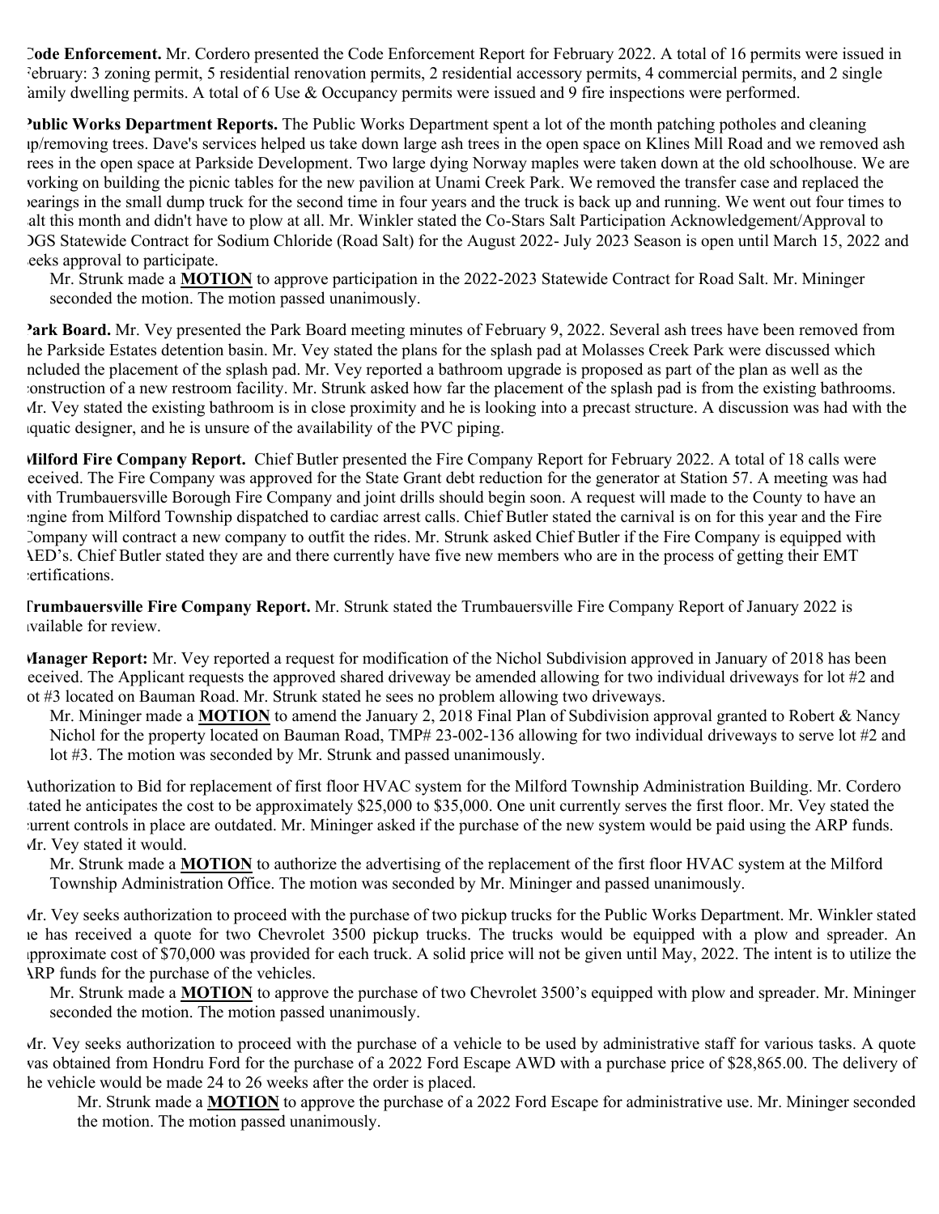**Code Enforcement.** Mr. Cordero presented the Code Enforcement Report for February 2022. A total of 16 permits were issued in February: 3 zoning permit, 5 residential renovation permits, 2 residential accessory permits, 4 commercial permits, and 2 single family dwelling permits. A total of 6 Use & Occupancy permits were issued and 9 fire inspections were performed.

**Public Works Department Reports.** The Public Works Department spent a lot of the month patching potholes and cleaning up/removing trees. Dave's services helped us take down large ash trees in the open space on Klines Mill Road and we removed ash trees in the open space at Parkside Development. Two large dying Norway maples were taken down at the old schoolhouse. We are working on building the picnic tables for the new pavilion at Unami Creek Park. We removed the transfer case and replaced the bearings in the small dump truck for the second time in four years and the truck is back up and running. We went out four times to salt this month and didn't have to plow at all. Mr. Winkler stated the Co-Stars Salt Participation Acknowledgement/Approval to DGS Statewide Contract for Sodium Chloride (Road Salt) for the August 2022- July 2023 Season is open until March 15, 2022 and seeks approval to participate.

Mr. Strunk made a **MOTION** to approve participation in the 2022-2023 Statewide Contract for Road Salt. Mr. Mininger seconded the motion. The motion passed unanimously.

**Park Board.** Mr. Vey presented the Park Board meeting minutes of February 9, 2022. Several ash trees have been removed from the Parkside Estates detention basin. Mr. Vey stated the plans for the splash pad at Molasses Creek Park were discussed which included the placement of the splash pad. Mr. Vey reported a bathroom upgrade is proposed as part of the plan as well as the construction of a new restroom facility. Mr. Strunk asked how far the placement of the splash pad is from the existing bathrooms. Mr. Vey stated the existing bathroom is in close proximity and he is looking into a precast structure. A discussion was had with the aquatic designer, and he is unsure of the availability of the PVC piping.

**Milford Fire Company Report.** Chief Butler presented the Fire Company Report for February 2022. A total of 18 calls were received. The Fire Company was approved for the State Grant debt reduction for the generator at Station 57. A meeting was had with Trumbauersville Borough Fire Company and joint drills should begin soon. A request will made to the County to have an engine from Milford Township dispatched to cardiac arrest calls. Chief Butler stated the carnival is on for this year and the Fire Company will contract a new company to outfit the rides. Mr. Strunk asked Chief Butler if the Fire Company is equipped with AED's. Chief Butler stated they are and there currently have five new members who are in the process of getting their EMT certifications.

**Trumbauersville Fire Company Report.** Mr. Strunk stated the Trumbauersville Fire Company Report of January 2022 is available for review.

**Manager Report:** Mr. Vey reported a request for modification of the Nichol Subdivision approved in January of 2018 has been received. The Applicant requests the approved shared driveway be amended allowing for two individual driveways for lot #2 and lot #3 located on Bauman Road. Mr. Strunk stated he sees no problem allowing two driveways.

Mr. Mininger made a **MOTION** to amend the January 2, 2018 Final Plan of Subdivision approval granted to Robert & Nancy Nichol for the property located on Bauman Road, TMP# 23-002-136 allowing for two individual driveways to serve lot #2 and lot #3. The motion was seconded by Mr. Strunk and passed unanimously.

Authorization to Bid for replacement of first floor HVAC system for the Milford Township Administration Building. Mr. Cordero stated he anticipates the cost to be approximately $25,000 to $35,000. One unit currently serves the first floor. Mr. Vey stated the current controls in place are outdated. Mr. Mininger asked if the purchase of the new system would be paid using the ARP funds. Mr. Vey stated it would.

Mr. Strunk made a **MOTION** to authorize the advertising of the replacement of the first floor HVAC system at the Milford Township Administration Office. The motion was seconded by Mr. Mininger and passed unanimously.

Mr. Vey seeks authorization to proceed with the purchase of two pickup trucks for the Public Works Department. Mr. Winkler stated he has received a quote for two Chevrolet 3500 pickup trucks. The trucks would be equipped with a plow and spreader. An approximate cost of $70,000 was provided for each truck. A solid price will not be given until May, 2022. The intent is to utilize the ARP funds for the purchase of the vehicles.

Mr. Strunk made a **MOTION** to approve the purchase of two Chevrolet 3500's equipped with plow and spreader. Mr. Mininger seconded the motion. The motion passed unanimously.

Mr. Vey seeks authorization to proceed with the purchase of a vehicle to be used by administrative staff for various tasks. A quote was obtained from Hondru Ford for the purchase of a 2022 Ford Escape AWD with a purchase price of $28,865.00. The delivery of the vehicle would be made 24 to 26 weeks after the order is placed.

Mr. Strunk made a **MOTION** to approve the purchase of a 2022 Ford Escape for administrative use. Mr. Mininger seconded the motion. The motion passed unanimously.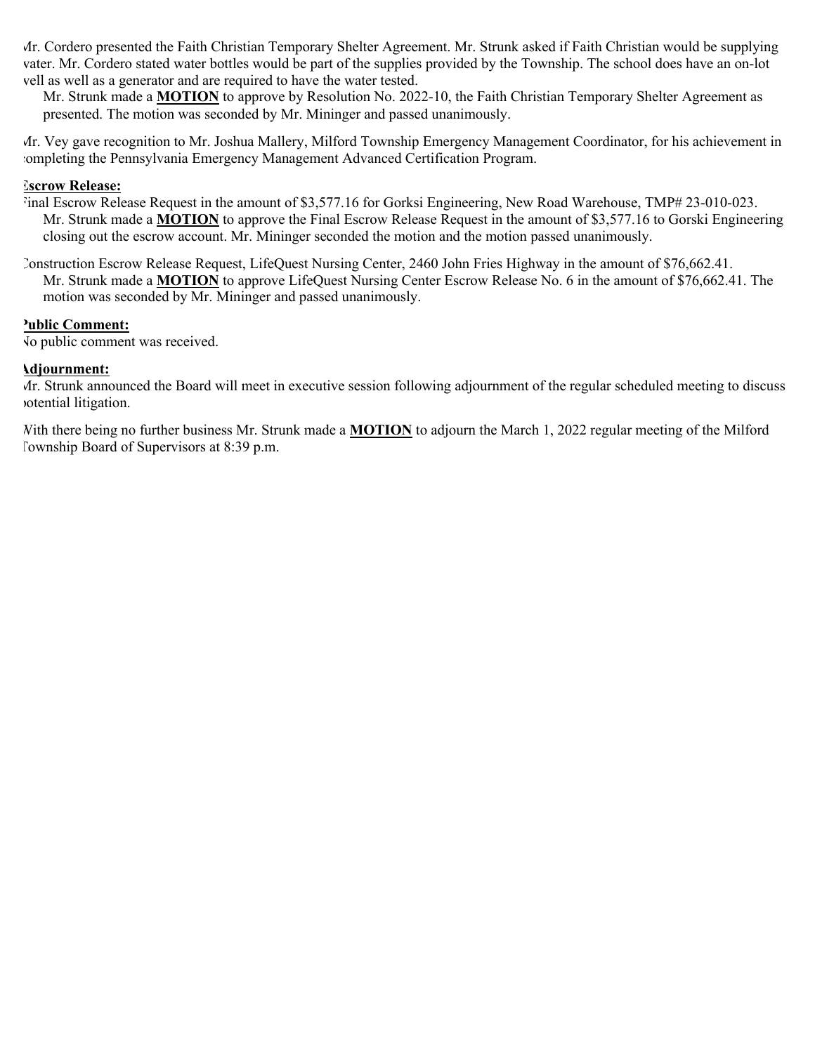Mr. Cordero presented the Faith Christian Temporary Shelter Agreement. Mr. Strunk asked if Faith Christian would be supplying water. Mr. Cordero stated water bottles would be part of the supplies provided by the Township. The school does have an on-lot well as well as a generator and are required to have the water tested.

Mr. Strunk made a **MOTION** to approve by Resolution No. 2022-10, the Faith Christian Temporary Shelter Agreement as presented. The motion was seconded by Mr. Mininger and passed unanimously.

Mr. Vey gave recognition to Mr. Joshua Mallery, Milford Township Emergency Management Coordinator, for his achievement in completing the Pennsylvania Emergency Management Advanced Certification Program.

**Escrow Release:**

Final Escrow Release Request in the amount of $3,577.16 for Gorksi Engineering, New Road Warehouse, TMP# 23-010-023.

Mr. Strunk made a **MOTION** to approve the Final Escrow Release Request in the amount of $3,577.16 to Gorski Engineering closing out the escrow account. Mr. Mininger seconded the motion and the motion passed unanimously.

Construction Escrow Release Request, LifeQuest Nursing Center, 2460 John Fries Highway in the amount of $76,662.41.

Mr. Strunk made a **MOTION** to approve LifeQuest Nursing Center Escrow Release No. 6 in the amount of $76,662.41. The motion was seconded by Mr. Mininger and passed unanimously.

**Public Comment:**

No public comment was received.

**Adjournment:**

Mr. Strunk announced the Board will meet in executive session following adjournment of the regular scheduled meeting to discuss potential litigation.

With there being no further business Mr. Strunk made a **MOTION** to adjourn the March 1, 2022 regular meeting of the Milford Township Board of Supervisors at 8:39 p.m.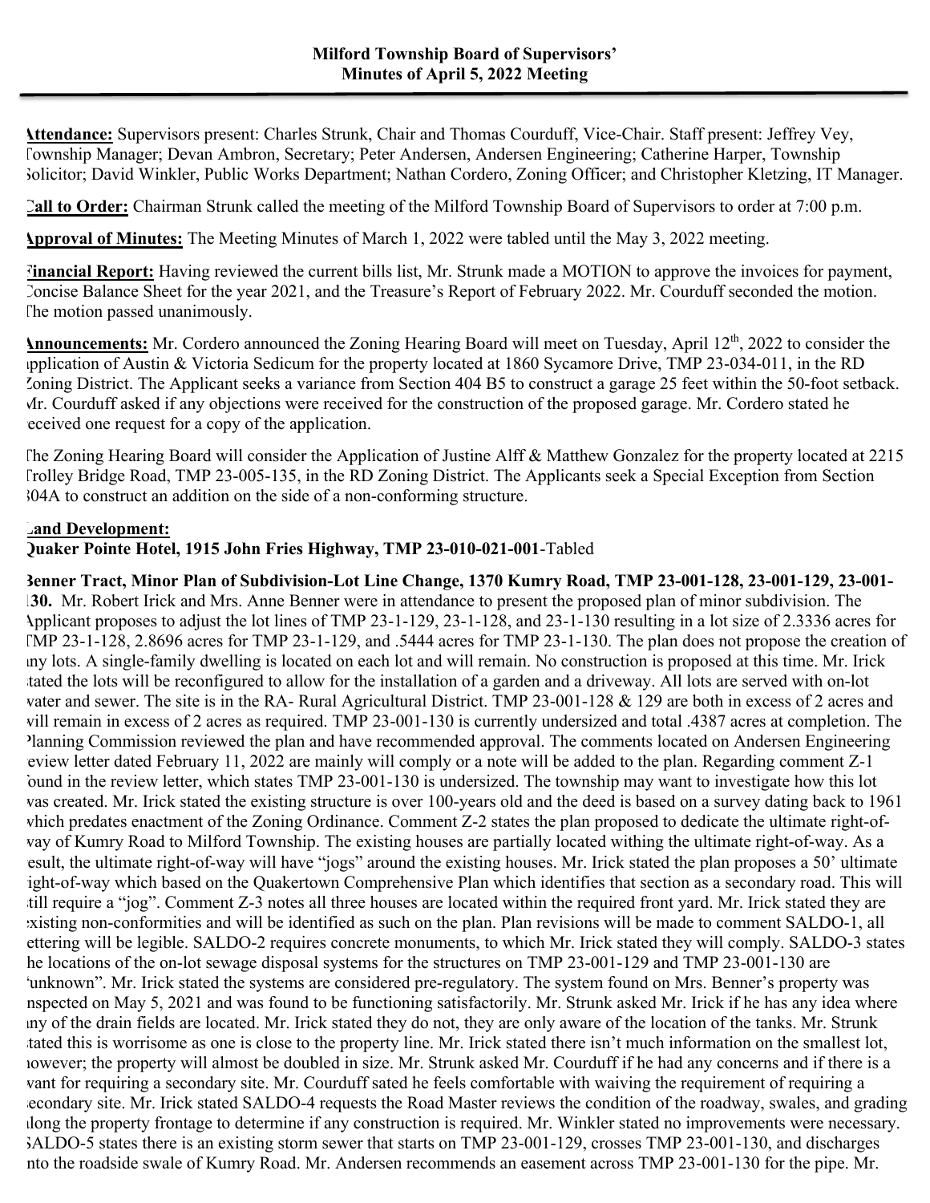**Milford Township Board of Supervisors'**
**Minutes of April 5, 2022 Meeting**

**Attendance:** Supervisors present: Charles Strunk, Chair and Thomas Courduff, Vice-Chair. Staff present: Jeffrey Vey, Township Manager; Devan Ambron, Secretary; Peter Andersen, Andersen Engineering; Catherine Harper, Township Solicitor; David Winkler, Public Works Department; Nathan Cordero, Zoning Officer; and Christopher Kletzing, IT Manager.

**Call to Order:** Chairman Strunk called the meeting of the Milford Township Board of Supervisors to order at 7:00 p.m.

**Approval of Minutes:** The Meeting Minutes of March 1, 2022 were tabled until the May 3, 2022 meeting.

**Financial Report:** Having reviewed the current bills list, Mr. Strunk made a MOTION to approve the invoices for payment, Concise Balance Sheet for the year 2021, and the Treasure's Report of February 2022. Mr. Courduff seconded the motion. The motion passed unanimously.

**Announcements:** Mr. Cordero announced the Zoning Hearing Board will meet on Tuesday, April 12th, 2022 to consider the application of Austin & Victoria Sedicum for the property located at 1860 Sycamore Drive, TMP 23-034-011, in the RD Zoning District. The Applicant seeks a variance from Section 404 B5 to construct a garage 25 feet within the 50-foot setback. Mr. Courduff asked if any objections were received for the construction of the proposed garage. Mr. Cordero stated he received one request for a copy of the application.

The Zoning Hearing Board will consider the Application of Justine Alff & Matthew Gonzalez for the property located at 2215 Trolley Bridge Road, TMP 23-005-135, in the RD Zoning District. The Applicants seek a Special Exception from Section 304A to construct an addition on the side of a non-conforming structure.

**Land Development:**
**Quaker Pointe Hotel, 1915 John Fries Highway, TMP 23-010-021-001**-Tabled

**Benner Tract, Minor Plan of Subdivision-Lot Line Change, 1370 Kumry Road, TMP 23-001-128, 23-001-129, 23-001-130.** Mr. Robert Irick and Mrs. Anne Benner were in attendance to present the proposed plan of minor subdivision. The Applicant proposes to adjust the lot lines of TMP 23-1-129, 23-1-128, and 23-1-130 resulting in a lot size of 2.3336 acres for TMP 23-1-128, 2.8696 acres for TMP 23-1-129, and .5444 acres for TMP 23-1-130. The plan does not propose the creation of any lots. A single-family dwelling is located on each lot and will remain. No construction is proposed at this time. Mr. Irick stated the lots will be reconfigured to allow for the installation of a garden and a driveway. All lots are served with on-lot water and sewer. The site is in the RA- Rural Agricultural District. TMP 23-001-128 & 129 are both in excess of 2 acres and will remain in excess of 2 acres as required. TMP 23-001-130 is currently undersized and total .4387 acres at completion. The Planning Commission reviewed the plan and have recommended approval. The comments located on Andersen Engineering review letter dated February 11, 2022 are mainly will comply or a note will be added to the plan. Regarding comment Z-1 found in the review letter, which states TMP 23-001-130 is undersized. The township may want to investigate how this lot was created. Mr. Irick stated the existing structure is over 100-years old and the deed is based on a survey dating back to 1961 which predates enactment of the Zoning Ordinance. Comment Z-2 states the plan proposed to dedicate the ultimate right-of-way of Kumry Road to Milford Township. The existing houses are partially located withing the ultimate right-of-way. As a result, the ultimate right-of-way will have "jogs" around the existing houses. Mr. Irick stated the plan proposes a 50' ultimate right-of-way which based on the Quakertown Comprehensive Plan which identifies that section as a secondary road. This will still require a "jog". Comment Z-3 notes all three houses are located within the required front yard. Mr. Irick stated they are existing non-conformities and will be identified as such on the plan. Plan revisions will be made to comment SALDO-1, all lettering will be legible. SALDO-2 requires concrete monuments, to which Mr. Irick stated they will comply. SALDO-3 states the locations of the on-lot sewage disposal systems for the structures on TMP 23-001-129 and TMP 23-001-130 are "unknown". Mr. Irick stated the systems are considered pre-regulatory. The system found on Mrs. Benner's property was inspected on May 5, 2021 and was found to be functioning satisfactorily. Mr. Strunk asked Mr. Irick if he has any idea where any of the drain fields are located. Mr. Irick stated they do not, they are only aware of the location of the tanks. Mr. Strunk stated this is worrisome as one is close to the property line. Mr. Irick stated there isn't much information on the smallest lot, however; the property will almost be doubled in size. Mr. Strunk asked Mr. Courduff if he had any concerns and if there is a want for requiring a secondary site. Mr. Courduff sated he feels comfortable with waiving the requirement of requiring a secondary site. Mr. Irick stated SALDO-4 requests the Road Master reviews the condition of the roadway, swales, and grading along the property frontage to determine if any construction is required. Mr. Winkler stated no improvements were necessary. SALDO-5 states there is an existing storm sewer that starts on TMP 23-001-129, crosses TMP 23-001-130, and discharges into the roadside swale of Kumry Road. Mr. Andersen recommends an easement across TMP 23-001-130 for the pipe. Mr.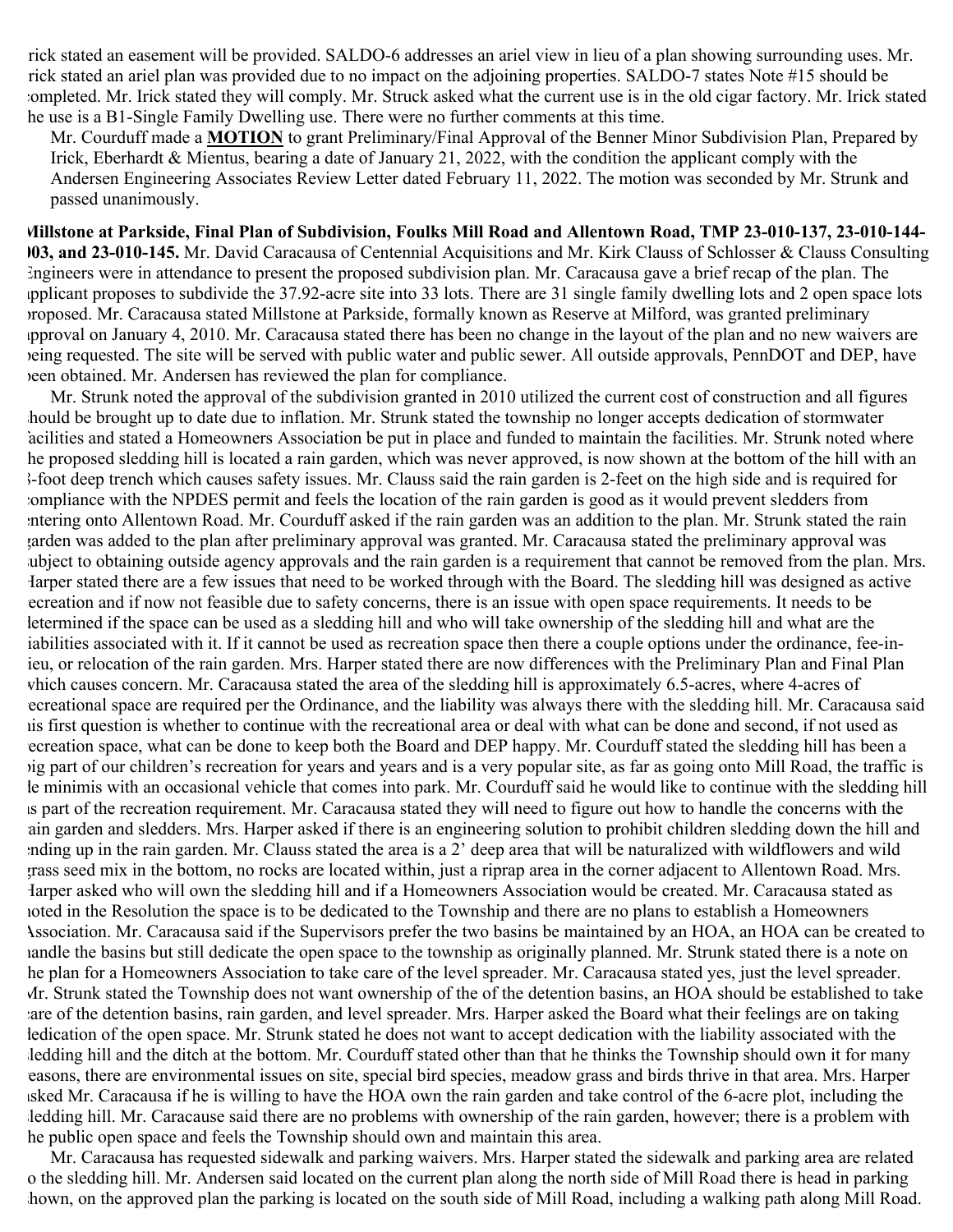rick stated an easement will be provided. SALDO-6 addresses an ariel view in lieu of a plan showing surrounding uses. Mr. rick stated an ariel plan was provided due to no impact on the adjoining properties. SALDO-7 states Note #15 should be completed. Mr. Irick stated they will comply. Mr. Struck asked what the current use is in the old cigar factory. Mr. Irick stated he use is a B1-Single Family Dwelling use. There were no further comments at this time.

Mr. Courduff made a **MOTION** to grant Preliminary/Final Approval of the Benner Minor Subdivision Plan, Prepared by Irick, Eberhardt & Mientus, bearing a date of January 21, 2022, with the condition the applicant comply with the Andersen Engineering Associates Review Letter dated February 11, 2022. The motion was seconded by Mr. Strunk and passed unanimously.

**Millstone at Parkside, Final Plan of Subdivision, Foulks Mill Road and Allentown Road, TMP 23-010-137, 23-010-144-003, and 23-010-145.** Mr. David Caracausa of Centennial Acquisitions and Mr. Kirk Clauss of Schlosser & Clauss Consulting Engineers were in attendance to present the proposed subdivision plan. Mr. Caracausa gave a brief recap of the plan. The applicant proposes to subdivide the 37.92-acre site into 33 lots. There are 31 single family dwelling lots and 2 open space lots proposed. Mr. Caracausa stated Millstone at Parkside, formally known as Reserve at Milford, was granted preliminary approval on January 4, 2010. Mr. Caracausa stated there has been no change in the layout of the plan and no new waivers are being requested. The site will be served with public water and public sewer. All outside approvals, PennDOT and DEP, have been obtained. Mr. Andersen has reviewed the plan for compliance.

Mr. Strunk noted the approval of the subdivision granted in 2010 utilized the current cost of construction and all figures should be brought up to date due to inflation. Mr. Strunk stated the township no longer accepts dedication of stormwater facilities and stated a Homeowners Association be put in place and funded to maintain the facilities. Mr. Strunk noted where the proposed sledding hill is located a rain garden, which was never approved, is now shown at the bottom of the hill with an 8-foot deep trench which causes safety issues. Mr. Clauss said the rain garden is 2-feet on the high side and is required for compliance with the NPDES permit and feels the location of the rain garden is good as it would prevent sledders from entering onto Allentown Road. Mr. Courduff asked if the rain garden was an addition to the plan. Mr. Strunk stated the rain garden was added to the plan after preliminary approval was granted. Mr. Caracausa stated the preliminary approval was subject to obtaining outside agency approvals and the rain garden is a requirement that cannot be removed from the plan. Mrs. Harper stated there are a few issues that need to be worked through with the Board. The sledding hill was designed as active recreation and if now not feasible due to safety concerns, there is an issue with open space requirements. It needs to be determined if the space can be used as a sledding hill and who will take ownership of the sledding hill and what are the liabilities associated with it. If it cannot be used as recreation space then there a couple options under the ordinance, fee-in-lieu, or relocation of the rain garden. Mrs. Harper stated there are now differences with the Preliminary Plan and Final Plan which causes concern. Mr. Caracausa stated the area of the sledding hill is approximately 6.5-acres, where 4-acres of recreational space are required per the Ordinance, and the liability was always there with the sledding hill. Mr. Caracausa said his first question is whether to continue with the recreational area or deal with what can be done and second, if not used as recreation space, what can be done to keep both the Board and DEP happy. Mr. Courduff stated the sledding hill has been a big part of our children's recreation for years and years and is a very popular site, as far as going onto Mill Road, the traffic is de minimis with an occasional vehicle that comes into park. Mr. Courduff said he would like to continue with the sledding hill as part of the recreation requirement. Mr. Caracausa stated they will need to figure out how to handle the concerns with the rain garden and sledders. Mrs. Harper asked if there is an engineering solution to prohibit children sledding down the hill and ending up in the rain garden. Mr. Clauss stated the area is a 2' deep area that will be naturalized with wildflowers and wild grass seed mix in the bottom, no rocks are located within, just a riprap area in the corner adjacent to Allentown Road. Mrs. Harper asked who will own the sledding hill and if a Homeowners Association would be created. Mr. Caracausa stated as noted in the Resolution the space is to be dedicated to the Township and there are no plans to establish a Homeowners Association. Mr. Caracausa said if the Supervisors prefer the two basins be maintained by an HOA, an HOA can be created to handle the basins but still dedicate the open space to the township as originally planned. Mr. Strunk stated there is a note on the plan for a Homeowners Association to take care of the level spreader. Mr. Caracausa stated yes, just the level spreader. Mr. Strunk stated the Township does not want ownership of the of the detention basins, an HOA should be established to take care of the detention basins, rain garden, and level spreader. Mrs. Harper asked the Board what their feelings are on taking dedication of the open space. Mr. Strunk stated he does not want to accept dedication with the liability associated with the sledding hill and the ditch at the bottom. Mr. Courduff stated other than that he thinks the Township should own it for many reasons, there are environmental issues on site, special bird species, meadow grass and birds thrive in that area. Mrs. Harper asked Mr. Caracausa if he is willing to have the HOA own the rain garden and take control of the 6-acre plot, including the sledding hill. Mr. Caracause said there are no problems with ownership of the rain garden, however; there is a problem with the public open space and feels the Township should own and maintain this area.

Mr. Caracausa has requested sidewalk and parking waivers. Mrs. Harper stated the sidewalk and parking area are related to the sledding hill. Mr. Andersen said located on the current plan along the north side of Mill Road there is head in parking shown, on the approved plan the parking is located on the south side of Mill Road, including a walking path along Mill Road.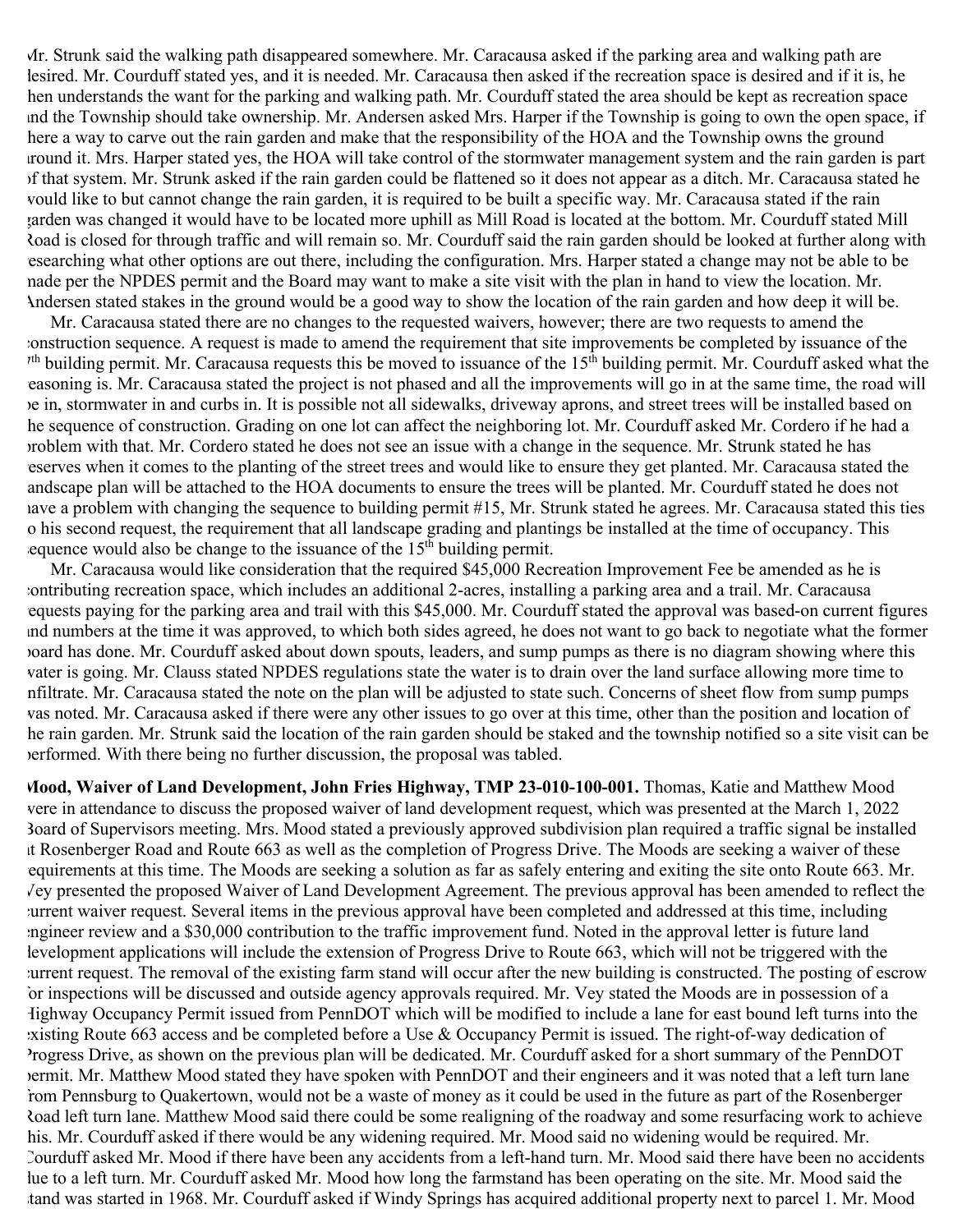Mr. Strunk said the walking path disappeared somewhere. Mr. Caracausa asked if the parking area and walking path are desired. Mr. Courduff stated yes, and it is needed. Mr. Caracausa then asked if the recreation space is desired and if it is, he then understands the want for the parking and walking path. Mr. Courduff stated the area should be kept as recreation space and the Township should take ownership. Mr. Andersen asked Mrs. Harper if the Township is going to own the open space, if there a way to carve out the rain garden and make that the responsibility of the HOA and the Township owns the ground around it. Mrs. Harper stated yes, the HOA will take control of the stormwater management system and the rain garden is part of that system. Mr. Strunk asked if the rain garden could be flattened so it does not appear as a ditch. Mr. Caracausa stated he would like to but cannot change the rain garden, it is required to be built a specific way. Mr. Caracausa stated if the rain garden was changed it would have to be located more uphill as Mill Road is located at the bottom. Mr. Courduff stated Mill Road is closed for through traffic and will remain so. Mr. Courduff said the rain garden should be looked at further along with researching what other options are out there, including the configuration. Mrs. Harper stated a change may not be able to be made per the NPDES permit and the Board may want to make a site visit with the plan in hand to view the location. Mr. Andersen stated stakes in the ground would be a good way to show the location of the rain garden and how deep it will be.

Mr. Caracausa stated there are no changes to the requested waivers, however; there are two requests to amend the construction sequence. A request is made to amend the requirement that site improvements be completed by issuance of the 7th building permit. Mr. Caracausa requests this be moved to issuance of the 15th building permit. Mr. Courduff asked what the reasoning is. Mr. Caracausa stated the project is not phased and all the improvements will go in at the same time, the road will be in, stormwater in and curbs in. It is possible not all sidewalks, driveway aprons, and street trees will be installed based on the sequence of construction. Grading on one lot can affect the neighboring lot. Mr. Courduff asked Mr. Cordero if he had a problem with that. Mr. Cordero stated he does not see an issue with a change in the sequence. Mr. Strunk stated he has reserves when it comes to the planting of the street trees and would like to ensure they get planted. Mr. Caracausa stated the landscape plan will be attached to the HOA documents to ensure the trees will be planted. Mr. Courduff stated he does not have a problem with changing the sequence to building permit #15, Mr. Strunk stated he agrees. Mr. Caracausa stated this ties to his second request, the requirement that all landscape grading and plantings be installed at the time of occupancy. This sequence would also be change to the issuance of the 15th building permit.

Mr. Caracausa would like consideration that the required $45,000 Recreation Improvement Fee be amended as he is contributing recreation space, which includes an additional 2-acres, installing a parking area and a trail. Mr. Caracausa requests paying for the parking area and trail with this $45,000. Mr. Courduff stated the approval was based-on current figures and numbers at the time it was approved, to which both sides agreed, he does not want to go back to negotiate what the former board has done. Mr. Courduff asked about down spouts, leaders, and sump pumps as there is no diagram showing where this water is going. Mr. Clauss stated NPDES regulations state the water is to drain over the land surface allowing more time to infiltrate. Mr. Caracausa stated the note on the plan will be adjusted to state such. Concerns of sheet flow from sump pumps was noted. Mr. Caracausa asked if there were any other issues to go over at this time, other than the position and location of the rain garden. Mr. Strunk said the location of the rain garden should be staked and the township notified so a site visit can be performed. With there being no further discussion, the proposal was tabled.

**Mood, Waiver of Land Development, John Fries Highway, TMP 23-010-100-001.** Thomas, Katie and Matthew Mood were in attendance to discuss the proposed waiver of land development request, which was presented at the March 1, 2022 Board of Supervisors meeting. Mrs. Mood stated a previously approved subdivision plan required a traffic signal be installed at Rosenberger Road and Route 663 as well as the completion of Progress Drive. The Moods are seeking a waiver of these requirements at this time. The Moods are seeking a solution as far as safely entering and exiting the site onto Route 663. Mr. Vey presented the proposed Waiver of Land Development Agreement. The previous approval has been amended to reflect the current waiver request. Several items in the previous approval have been completed and addressed at this time, including engineer review and a $30,000 contribution to the traffic improvement fund. Noted in the approval letter is future land development applications will include the extension of Progress Drive to Route 663, which will not be triggered with the current request. The removal of the existing farm stand will occur after the new building is constructed. The posting of escrow for inspections will be discussed and outside agency approvals required. Mr. Vey stated the Moods are in possession of a Highway Occupancy Permit issued from PennDOT which will be modified to include a lane for east bound left turns into the existing Route 663 access and be completed before a Use & Occupancy Permit is issued. The right-of-way dedication of Progress Drive, as shown on the previous plan will be dedicated. Mr. Courduff asked for a short summary of the PennDOT permit. Mr. Matthew Mood stated they have spoken with PennDOT and their engineers and it was noted that a left turn lane from Pennsburg to Quakertown, would not be a waste of money as it could be used in the future as part of the Rosenberger Road left turn lane. Matthew Mood said there could be some realigning of the roadway and some resurfacing work to achieve this. Mr. Courduff asked if there would be any widening required. Mr. Mood said no widening would be required. Mr. Courduff asked Mr. Mood if there have been any accidents from a left-hand turn. Mr. Mood said there have been no accidents due to a left turn. Mr. Courduff asked Mr. Mood how long the farmstand has been operating on the site. Mr. Mood said the stand was started in 1968. Mr. Courduff asked if Windy Springs has acquired additional property next to parcel 1. Mr. Mood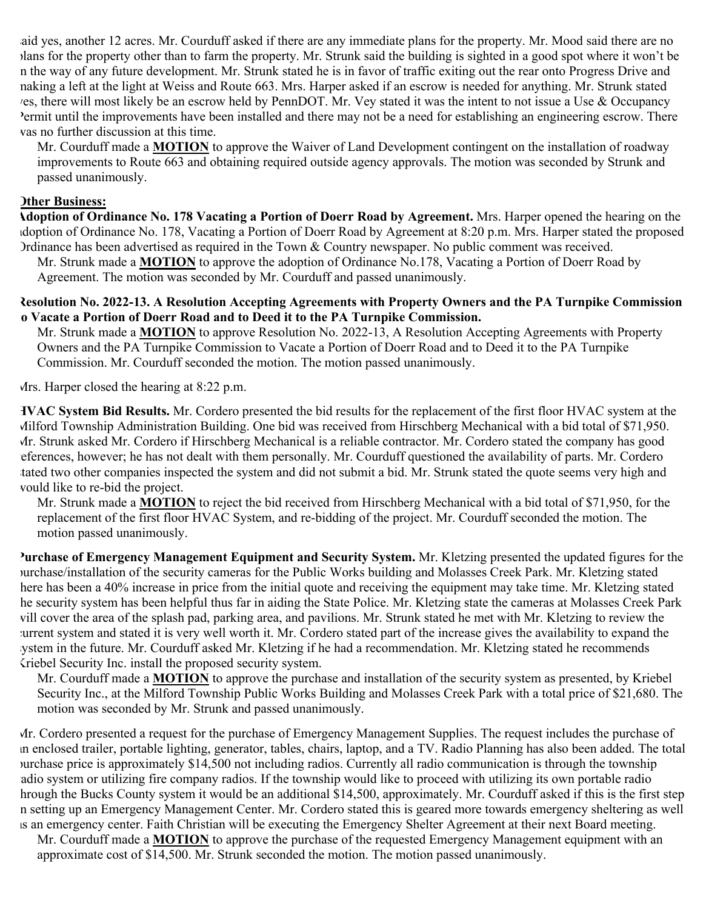said yes, another 12 acres. Mr. Courduff asked if there are any immediate plans for the property. Mr. Mood said there are no plans for the property other than to farm the property. Mr. Strunk said the building is sighted in a good spot where it won't be in the way of any future development. Mr. Strunk stated he is in favor of traffic exiting out the rear onto Progress Drive and making a left at the light at Weiss and Route 663. Mrs. Harper asked if an escrow is needed for anything. Mr. Strunk stated yes, there will most likely be an escrow held by PennDOT. Mr. Vey stated it was the intent to not issue a Use & Occupancy Permit until the improvements have been installed and there may not be a need for establishing an engineering escrow. There was no further discussion at this time.

Mr. Courduff made a **MOTION** to approve the Waiver of Land Development contingent on the installation of roadway improvements to Route 663 and obtaining required outside agency approvals. The motion was seconded by Strunk and passed unanimously.

**Other Business:**

**Adoption of Ordinance No. 178 Vacating a Portion of Doerr Road by Agreement.** Mrs. Harper opened the hearing on the adoption of Ordinance No. 178, Vacating a Portion of Doerr Road by Agreement at 8:20 p.m. Mrs. Harper stated the proposed Ordinance has been advertised as required in the Town & Country newspaper. No public comment was received.

Mr. Strunk made a **MOTION** to approve the adoption of Ordinance No.178, Vacating a Portion of Doerr Road by Agreement. The motion was seconded by Mr. Courduff and passed unanimously.

**Resolution No. 2022-13. A Resolution Accepting Agreements with Property Owners and the PA Turnpike Commission to Vacate a Portion of Doerr Road and to Deed it to the PA Turnpike Commission.**

Mr. Strunk made a **MOTION** to approve Resolution No. 2022-13, A Resolution Accepting Agreements with Property Owners and the PA Turnpike Commission to Vacate a Portion of Doerr Road and to Deed it to the PA Turnpike Commission. Mr. Courduff seconded the motion. The motion passed unanimously.

Mrs. Harper closed the hearing at 8:22 p.m.

**HVAC System Bid Results.** Mr. Cordero presented the bid results for the replacement of the first floor HVAC system at the Milford Township Administration Building. One bid was received from Hirschberg Mechanical with a bid total of $71,950. Mr. Strunk asked Mr. Cordero if Hirschberg Mechanical is a reliable contractor. Mr. Cordero stated the company has good references, however; he has not dealt with them personally. Mr. Courduff questioned the availability of parts. Mr. Cordero stated two other companies inspected the system and did not submit a bid. Mr. Strunk stated the quote seems very high and would like to re-bid the project.

Mr. Strunk made a **MOTION** to reject the bid received from Hirschberg Mechanical with a bid total of $71,950, for the replacement of the first floor HVAC System, and re-bidding of the project. Mr. Courduff seconded the motion. The motion passed unanimously.

**Purchase of Emergency Management Equipment and Security System.** Mr. Kletzing presented the updated figures for the purchase/installation of the security cameras for the Public Works building and Molasses Creek Park. Mr. Kletzing stated there has been a 40% increase in price from the initial quote and receiving the equipment may take time. Mr. Kletzing stated the security system has been helpful thus far in aiding the State Police. Mr. Kletzing state the cameras at Molasses Creek Park will cover the area of the splash pad, parking area, and pavilions. Mr. Strunk stated he met with Mr. Kletzing to review the current system and stated it is very well worth it. Mr. Cordero stated part of the increase gives the availability to expand the system in the future. Mr. Courduff asked Mr. Kletzing if he had a recommendation. Mr. Kletzing stated he recommends Kriebel Security Inc. install the proposed security system.

Mr. Courduff made a **MOTION** to approve the purchase and installation of the security system as presented, by Kriebel Security Inc., at the Milford Township Public Works Building and Molasses Creek Park with a total price of $21,680. The motion was seconded by Mr. Strunk and passed unanimously.

Mr. Cordero presented a request for the purchase of Emergency Management Supplies. The request includes the purchase of an enclosed trailer, portable lighting, generator, tables, chairs, laptop, and a TV. Radio Planning has also been added. The total purchase price is approximately $14,500 not including radios. Currently all radio communication is through the township radio system or utilizing fire company radios. If the township would like to proceed with utilizing its own portable radio through the Bucks County system it would be an additional $14,500, approximately. Mr. Courduff asked if this is the first step in setting up an Emergency Management Center. Mr. Cordero stated this is geared more towards emergency sheltering as well as an emergency center. Faith Christian will be executing the Emergency Shelter Agreement at their next Board meeting.

Mr. Courduff made a **MOTION** to approve the purchase of the requested Emergency Management equipment with an approximate cost of $14,500. Mr. Strunk seconded the motion. The motion passed unanimously.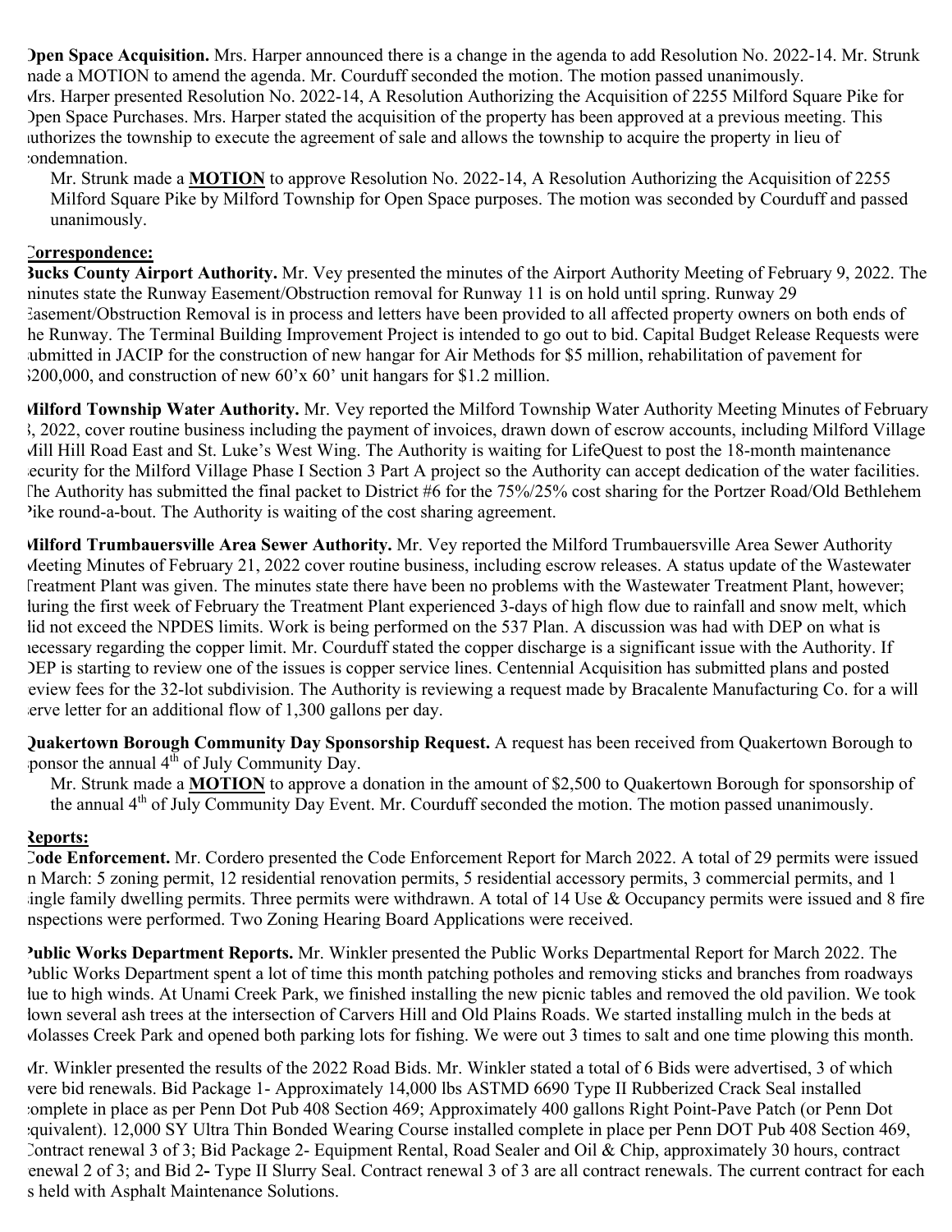**Open Space Acquisition.** Mrs. Harper announced there is a change in the agenda to add Resolution No. 2022-14. Mr. Strunk made a MOTION to amend the agenda. Mr. Courduff seconded the motion. The motion passed unanimously. Mrs. Harper presented Resolution No. 2022-14, A Resolution Authorizing the Acquisition of 2255 Milford Square Pike for Open Space Purchases. Mrs. Harper stated the acquisition of the property has been approved at a previous meeting. This authorizes the township to execute the agreement of sale and allows the township to acquire the property in lieu of condemnation.

Mr. Strunk made a **MOTION** to approve Resolution No. 2022-14, A Resolution Authorizing the Acquisition of 2255 Milford Square Pike by Milford Township for Open Space purposes. The motion was seconded by Courduff and passed unanimously.

**Correspondence:**

**Bucks County Airport Authority.** Mr. Vey presented the minutes of the Airport Authority Meeting of February 9, 2022. The minutes state the Runway Easement/Obstruction removal for Runway 11 is on hold until spring. Runway 29 Easement/Obstruction Removal is in process and letters have been provided to all affected property owners on both ends of the Runway. The Terminal Building Improvement Project is intended to go out to bid. Capital Budget Release Requests were submitted in JACIP for the construction of new hangar for Air Methods for $5 million, rehabilitation of pavement for $200,000, and construction of new 60'x 60' unit hangars for $1.2 million.

**Milford Township Water Authority.** Mr. Vey reported the Milford Township Water Authority Meeting Minutes of February 8, 2022, cover routine business including the payment of invoices, drawn down of escrow accounts, including Milford Village Mill Hill Road East and St. Luke's West Wing. The Authority is waiting for LifeQuest to post the 18-month maintenance security for the Milford Village Phase I Section 3 Part A project so the Authority can accept dedication of the water facilities. The Authority has submitted the final packet to District #6 for the 75%/25% cost sharing for the Portzer Road/Old Bethlehem Pike round-a-bout. The Authority is waiting of the cost sharing agreement.

**Milford Trumbauersville Area Sewer Authority.** Mr. Vey reported the Milford Trumbauersville Area Sewer Authority Meeting Minutes of February 21, 2022 cover routine business, including escrow releases. A status update of the Wastewater Treatment Plant was given. The minutes state there have been no problems with the Wastewater Treatment Plant, however; during the first week of February the Treatment Plant experienced 3-days of high flow due to rainfall and snow melt, which did not exceed the NPDES limits. Work is being performed on the 537 Plan. A discussion was had with DEP on what is necessary regarding the copper limit. Mr. Courduff stated the copper discharge is a significant issue with the Authority. If DEP is starting to review one of the issues is copper service lines. Centennial Acquisition has submitted plans and posted review fees for the 32-lot subdivision. The Authority is reviewing a request made by Bracalente Manufacturing Co. for a will serve letter for an additional flow of 1,300 gallons per day.

**Quakertown Borough Community Day Sponsorship Request.** A request has been received from Quakertown Borough to sponsor the annual 4th of July Community Day.

Mr. Strunk made a **MOTION** to approve a donation in the amount of $2,500 to Quakertown Borough for sponsorship of the annual 4th of July Community Day Event. Mr. Courduff seconded the motion. The motion passed unanimously.

**Reports:**

**Code Enforcement.** Mr. Cordero presented the Code Enforcement Report for March 2022. A total of 29 permits were issued in March: 5 zoning permit, 12 residential renovation permits, 5 residential accessory permits, 3 commercial permits, and 1 single family dwelling permits. Three permits were withdrawn. A total of 14 Use & Occupancy permits were issued and 8 fire inspections were performed. Two Zoning Hearing Board Applications were received.

**Public Works Department Reports.** Mr. Winkler presented the Public Works Departmental Report for March 2022. The Public Works Department spent a lot of time this month patching potholes and removing sticks and branches from roadways due to high winds. At Unami Creek Park, we finished installing the new picnic tables and removed the old pavilion. We took down several ash trees at the intersection of Carvers Hill and Old Plains Roads. We started installing mulch in the beds at Molasses Creek Park and opened both parking lots for fishing. We were out 3 times to salt and one time plowing this month.

Mr. Winkler presented the results of the 2022 Road Bids. Mr. Winkler stated a total of 6 Bids were advertised, 3 of which were bid renewals. Bid Package 1- Approximately 14,000 lbs ASTMD 6690 Type II Rubberized Crack Seal installed complete in place as per Penn Dot Pub 408 Section 469; Approximately 400 gallons Right Point-Pave Patch (or Penn Dot equivalent). 12,000 SY Ultra Thin Bonded Wearing Course installed complete in place per Penn DOT Pub 408 Section 469, Contract renewal 3 of 3; Bid Package 2- Equipment Rental, Road Sealer and Oil & Chip, approximately 30 hours, contract renewal 2 of 3; and Bid 2**-** Type II Slurry Seal. Contract renewal 3 of 3 are all contract renewals. The current contract for each is held with Asphalt Maintenance Solutions.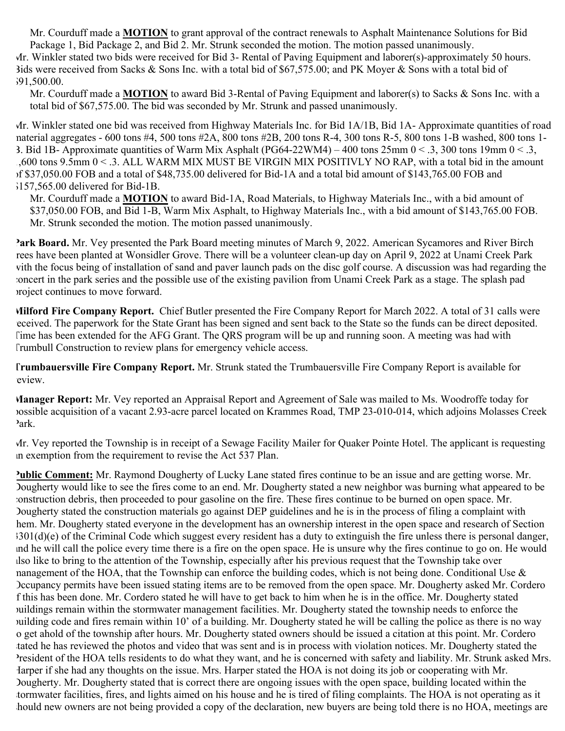Mr. Courduff made a **MOTION** to grant approval of the contract renewals to Asphalt Maintenance Solutions for Bid Package 1, Bid Package 2, and Bid 2. Mr. Strunk seconded the motion. The motion passed unanimously.

Mr. Winkler stated two bids were received for Bid 3- Rental of Paving Equipment and laborer(s)-approximately 50 hours. Bids were received from Sacks & Sons Inc. with a total bid of $67,575.00; and PK Moyer & Sons with a total bid of $91,500.00.

Mr. Courduff made a **MOTION** to award Bid 3-Rental of Paving Equipment and laborer(s) to Sacks & Sons Inc. with a total bid of $67,575.00. The bid was seconded by Mr. Strunk and passed unanimously.

Mr. Winkler stated one bid was received from Highway Materials Inc. for Bid 1A/1B, Bid 1A- Approximate quantities of road material aggregates - 600 tons #4, 500 tons #2A, 800 tons #2B, 200 tons R-4, 300 tons R-5, 800 tons 1-B washed, 800 tons 1-B. Bid 1B- Approximate quantities of Warm Mix Asphalt (PG64-22WM4) – 400 tons 25mm 0 < .3, 300 tons 19mm 0 < .3, 1,600 tons 9.5mm 0 < .3. ALL WARM MIX MUST BE VIRGIN MIX POSITIVLY NO RAP, with a total bid in the amount of $37,050.00 FOB and a total of $48,735.00 delivered for Bid-1A and a total bid amount of $143,765.00 FOB and $157,565.00 delivered for Bid-1B.

Mr. Courduff made a **MOTION** to award Bid-1A, Road Materials, to Highway Materials Inc., with a bid amount of $37,050.00 FOB, and Bid 1-B, Warm Mix Asphalt, to Highway Materials Inc., with a bid amount of $143,765.00 FOB. Mr. Strunk seconded the motion. The motion passed unanimously.

**Park Board.** Mr. Vey presented the Park Board meeting minutes of March 9, 2022. American Sycamores and River Birch trees have been planted at Wonsidler Grove. There will be a volunteer clean-up day on April 9, 2022 at Unami Creek Park with the focus being of installation of sand and paver launch pads on the disc golf course. A discussion was had regarding the concert in the park series and the possible use of the existing pavilion from Unami Creek Park as a stage. The splash pad project continues to move forward.

**Milford Fire Company Report.** Chief Butler presented the Fire Company Report for March 2022. A total of 31 calls were received. The paperwork for the State Grant has been signed and sent back to the State so the funds can be direct deposited. Time has been extended for the AFG Grant. The QRS program will be up and running soon. A meeting was had with Trumbull Construction to review plans for emergency vehicle access.

**Trumbauersville Fire Company Report.** Mr. Strunk stated the Trumbauersville Fire Company Report is available for review.

**Manager Report:** Mr. Vey reported an Appraisal Report and Agreement of Sale was mailed to Ms. Woodroffe today for possible acquisition of a vacant 2.93-acre parcel located on Krammes Road, TMP 23-010-014, which adjoins Molasses Creek Park.

Mr. Vey reported the Township is in receipt of a Sewage Facility Mailer for Quaker Pointe Hotel. The applicant is requesting an exemption from the requirement to revise the Act 537 Plan.

**Public Comment:** Mr. Raymond Dougherty of Lucky Lane stated fires continue to be an issue and are getting worse. Mr. Dougherty would like to see the fires come to an end. Mr. Dougherty stated a new neighbor was burning what appeared to be construction debris, then proceeded to pour gasoline on the fire. These fires continue to be burned on open space. Mr. Dougherty stated the construction materials go against DEP guidelines and he is in the process of filing a complaint with them. Mr. Dougherty stated everyone in the development has an ownership interest in the open space and research of Section 3301(d)(e) of the Criminal Code which suggest every resident has a duty to extinguish the fire unless there is personal danger, and he will call the police every time there is a fire on the open space. He is unsure why the fires continue to go on. He would also like to bring to the attention of the Township, especially after his previous request that the Township take over management of the HOA, that the Township can enforce the building codes, which is not being done. Conditional Use & Occupancy permits have been issued stating items are to be removed from the open space. Mr. Dougherty asked Mr. Cordero if this has been done. Mr. Cordero stated he will have to get back to him when he is in the office. Mr. Dougherty stated buildings remain within the stormwater management facilities. Mr. Dougherty stated the township needs to enforce the building code and fires remain within 10' of a building. Mr. Dougherty stated he will be calling the police as there is no way to get ahold of the township after hours. Mr. Dougherty stated owners should be issued a citation at this point. Mr. Cordero stated he has reviewed the photos and video that was sent and is in process with violation notices. Mr. Dougherty stated the President of the HOA tells residents to do what they want, and he is concerned with safety and liability. Mr. Strunk asked Mrs. Harper if she had any thoughts on the issue. Mrs. Harper stated the HOA is not doing its job or cooperating with Mr. Dougherty. Mr. Dougherty stated that is correct there are ongoing issues with the open space, building located within the stormwater facilities, fires, and lights aimed on his house and he is tired of filing complaints. The HOA is not operating as it should new owners are not being provided a copy of the declaration, new buyers are being told there is no HOA, meetings are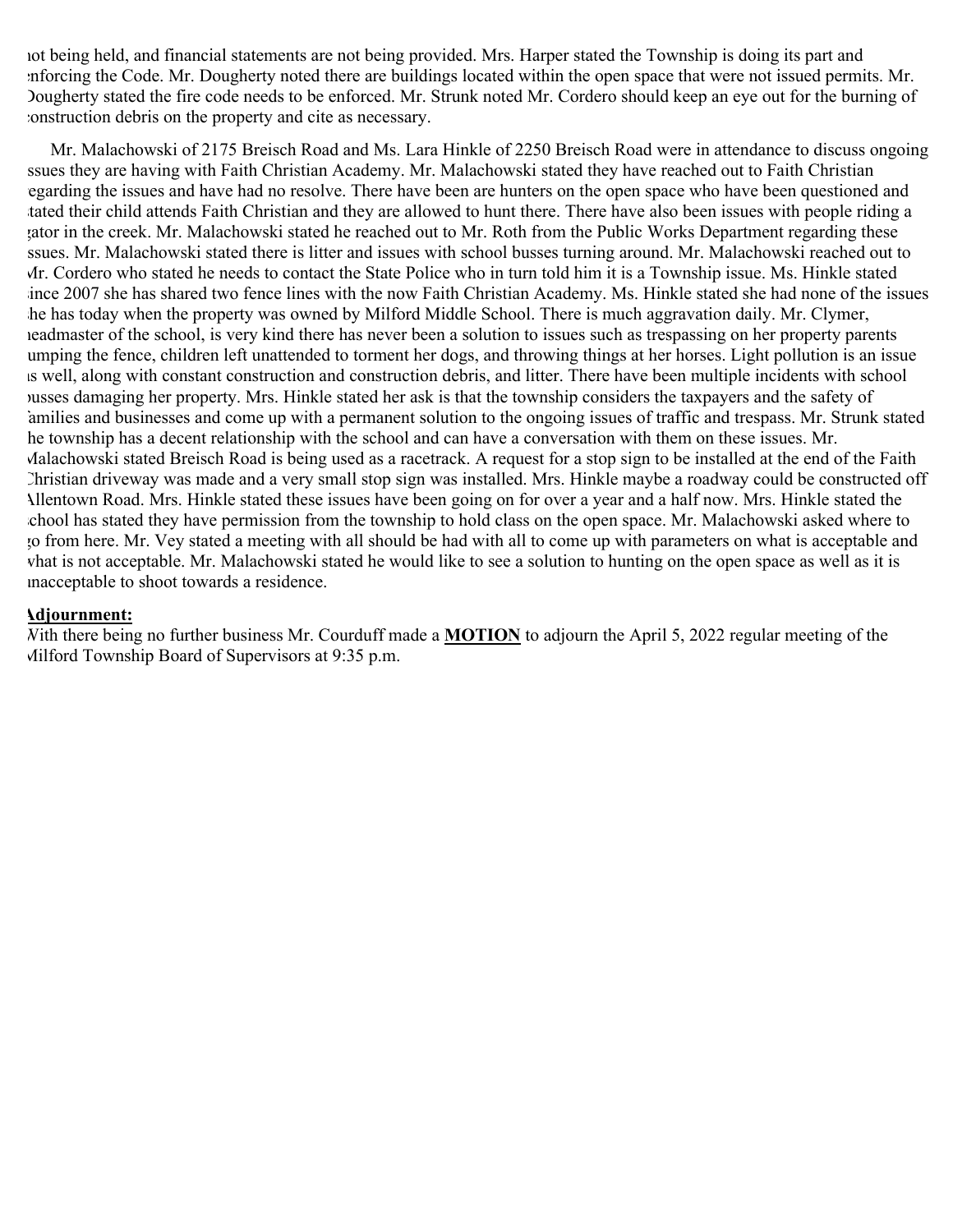not being held, and financial statements are not being provided. Mrs. Harper stated the Township is doing its part and enforcing the Code. Mr. Dougherty noted there are buildings located within the open space that were not issued permits. Mr. Dougherty stated the fire code needs to be enforced. Mr. Strunk noted Mr. Cordero should keep an eye out for the burning of construction debris on the property and cite as necessary.

Mr. Malachowski of 2175 Breisch Road and Ms. Lara Hinkle of 2250 Breisch Road were in attendance to discuss ongoing issues they are having with Faith Christian Academy. Mr. Malachowski stated they have reached out to Faith Christian regarding the issues and have had no resolve. There have been are hunters on the open space who have been questioned and stated their child attends Faith Christian and they are allowed to hunt there. There have also been issues with people riding a gator in the creek. Mr. Malachowski stated he reached out to Mr. Roth from the Public Works Department regarding these issues. Mr. Malachowski stated there is litter and issues with school busses turning around. Mr. Malachowski reached out to Mr. Cordero who stated he needs to contact the State Police who in turn told him it is a Township issue. Ms. Hinkle stated since 2007 she has shared two fence lines with the now Faith Christian Academy. Ms. Hinkle stated she had none of the issues she has today when the property was owned by Milford Middle School. There is much aggravation daily. Mr. Clymer, headmaster of the school, is very kind there has never been a solution to issues such as trespassing on her property parents jumping the fence, children left unattended to torment her dogs, and throwing things at her horses. Light pollution is an issue as well, along with constant construction and construction debris, and litter. There have been multiple incidents with school busses damaging her property. Mrs. Hinkle stated her ask is that the township considers the taxpayers and the safety of families and businesses and come up with a permanent solution to the ongoing issues of traffic and trespass. Mr. Strunk stated the township has a decent relationship with the school and can have a conversation with them on these issues. Mr. Malachowski stated Breisch Road is being used as a racetrack. A request for a stop sign to be installed at the end of the Faith Christian driveway was made and a very small stop sign was installed. Mrs. Hinkle maybe a roadway could be constructed off Allentown Road. Mrs. Hinkle stated these issues have been going on for over a year and a half now. Mrs. Hinkle stated the school has stated they have permission from the township to hold class on the open space. Mr. Malachowski asked where to go from here. Mr. Vey stated a meeting with all should be had with all to come up with parameters on what is acceptable and what is not acceptable. Mr. Malachowski stated he would like to see a solution to hunting on the open space as well as it is unacceptable to shoot towards a residence.

**Adjournment:**

With there being no further business Mr. Courduff made a **MOTION** to adjourn the April 5, 2022 regular meeting of the Milford Township Board of Supervisors at 9:35 p.m.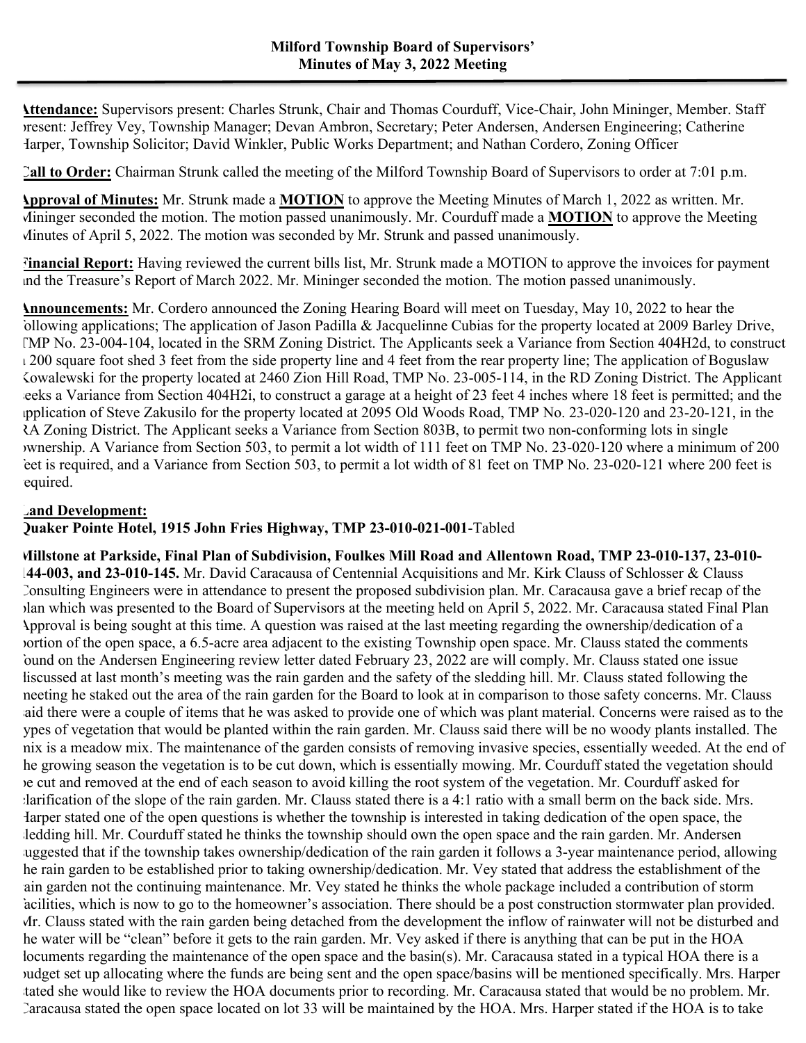**Milford Township Board of Supervisors'**
**Minutes of May 3, 2022 Meeting**

**Attendance:** Supervisors present: Charles Strunk, Chair and Thomas Courduff, Vice-Chair, John Mininger, Member. Staff present: Jeffrey Vey, Township Manager; Devan Ambron, Secretary; Peter Andersen, Andersen Engineering; Catherine Harper, Township Solicitor; David Winkler, Public Works Department; and Nathan Cordero, Zoning Officer

**Call to Order:** Chairman Strunk called the meeting of the Milford Township Board of Supervisors to order at 7:01 p.m.

**Approval of Minutes:** Mr. Strunk made a **MOTION** to approve the Meeting Minutes of March 1, 2022 as written. Mr. Mininger seconded the motion. The motion passed unanimously. Mr. Courduff made a **MOTION** to approve the Meeting Minutes of April 5, 2022. The motion was seconded by Mr. Strunk and passed unanimously.

**Financial Report:** Having reviewed the current bills list, Mr. Strunk made a MOTION to approve the invoices for payment and the Treasure's Report of March 2022. Mr. Mininger seconded the motion. The motion passed unanimously.

**Announcements:** Mr. Cordero announced the Zoning Hearing Board will meet on Tuesday, May 10, 2022 to hear the following applications; The application of Jason Padilla & Jacquelinne Cubias for the property located at 2009 Barley Drive, TMP No. 23-004-104, located in the SRM Zoning District. The Applicants seek a Variance from Section 404H2d, to construct a 200 square foot shed 3 feet from the side property line and 4 feet from the rear property line; The application of Boguslaw Kowalewski for the property located at 2460 Zion Hill Road, TMP No. 23-005-114, in the RD Zoning District. The Applicant seeks a Variance from Section 404H2i, to construct a garage at a height of 23 feet 4 inches where 18 feet is permitted; and the application of Steve Zakusilo for the property located at 2095 Old Woods Road, TMP No. 23-020-120 and 23-20-121, in the RA Zoning District. The Applicant seeks a Variance from Section 803B, to permit two non-conforming lots in single ownership. A Variance from Section 503, to permit a lot width of 111 feet on TMP No. 23-020-120 where a minimum of 200 feet is required, and a Variance from Section 503, to permit a lot width of 81 feet on TMP No. 23-020-121 where 200 feet is required.

**Land Development:**
**Quaker Pointe Hotel, 1915 John Fries Highway, TMP 23-010-021-001**-Tabled

**Millstone at Parkside, Final Plan of Subdivision, Foulkes Mill Road and Allentown Road, TMP 23-010-137, 23-010-144-003, and 23-010-145.** Mr. David Caracausa of Centennial Acquisitions and Mr. Kirk Clauss of Schlosser & Clauss Consulting Engineers were in attendance to present the proposed subdivision plan. Mr. Caracausa gave a brief recap of the plan which was presented to the Board of Supervisors at the meeting held on April 5, 2022. Mr. Caracausa stated Final Plan Approval is being sought at this time. A question was raised at the last meeting regarding the ownership/dedication of a portion of the open space, a 6.5-acre area adjacent to the existing Township open space. Mr. Clauss stated the comments found on the Andersen Engineering review letter dated February 23, 2022 are will comply. Mr. Clauss stated one issue discussed at last month's meeting was the rain garden and the safety of the sledding hill. Mr. Clauss stated following the meeting he staked out the area of the rain garden for the Board to look at in comparison to those safety concerns. Mr. Clauss said there were a couple of items that he was asked to provide one of which was plant material. Concerns were raised as to the types of vegetation that would be planted within the rain garden. Mr. Clauss said there will be no woody plants installed. The mix is a meadow mix. The maintenance of the garden consists of removing invasive species, essentially weeded. At the end of the growing season the vegetation is to be cut down, which is essentially mowing. Mr. Courduff stated the vegetation should be cut and removed at the end of each season to avoid killing the root system of the vegetation. Mr. Courduff asked for clarification of the slope of the rain garden. Mr. Clauss stated there is a 4:1 ratio with a small berm on the back side. Mrs. Harper stated one of the open questions is whether the township is interested in taking dedication of the open space, the sledding hill. Mr. Courduff stated he thinks the township should own the open space and the rain garden. Mr. Andersen suggested that if the township takes ownership/dedication of the rain garden it follows a 3-year maintenance period, allowing the rain garden to be established prior to taking ownership/dedication. Mr. Vey stated that address the establishment of the rain garden not the continuing maintenance. Mr. Vey stated he thinks the whole package included a contribution of storm facilities, which is now to go to the homeowner's association. There should be a post construction stormwater plan provided. Mr. Clauss stated with the rain garden being detached from the development the inflow of rainwater will not be disturbed and the water will be "clean" before it gets to the rain garden. Mr. Vey asked if there is anything that can be put in the HOA documents regarding the maintenance of the open space and the basin(s). Mr. Caracausa stated in a typical HOA there is a budget set up allocating where the funds are being sent and the open space/basins will be mentioned specifically. Mrs. Harper stated she would like to review the HOA documents prior to recording. Mr. Caracausa stated that would be no problem. Mr. Caracausa stated the open space located on lot 33 will be maintained by the HOA. Mrs. Harper stated if the HOA is to take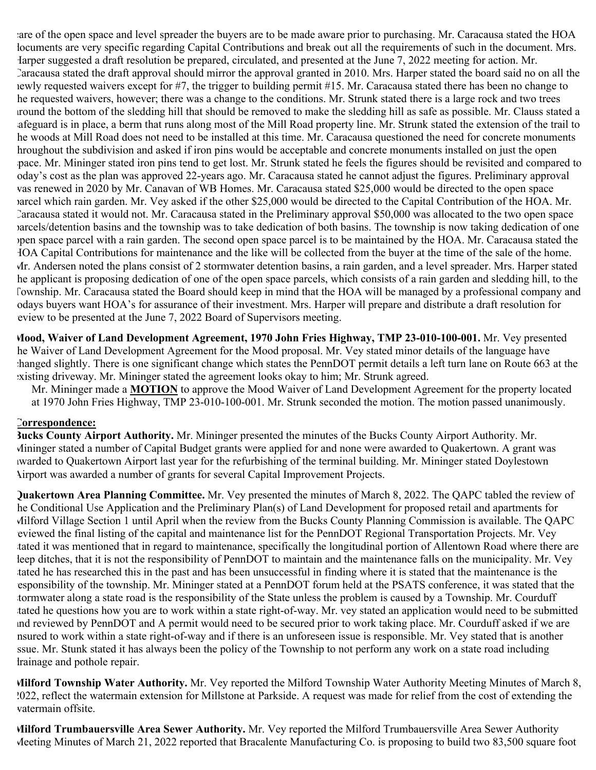are of the open space and level spreader the buyers are to be made aware prior to purchasing. Mr. Caracausa stated the HOA documents are very specific regarding Capital Contributions and break out all the requirements of such in the document. Mrs. Harper suggested a draft resolution be prepared, circulated, and presented at the June 7, 2022 meeting for action. Mr. Caracausa stated the draft approval should mirror the approval granted in 2010. Mrs. Harper stated the board said no on all the newly requested waivers except for #7, the trigger to building permit #15. Mr. Caracausa stated there has been no change to the requested waivers, however; there was a change to the conditions. Mr. Strunk stated there is a large rock and two trees around the bottom of the sledding hill that should be removed to make the sledding hill as safe as possible. Mr. Clauss stated a safeguard is in place, a berm that runs along most of the Mill Road property line. Mr. Strunk stated the extension of the trail to the woods at Mill Road does not need to be installed at this time. Mr. Caracausa questioned the need for concrete monuments throughout the subdivision and asked if iron pins would be acceptable and concrete monuments installed on just the open space. Mr. Mininger stated iron pins tend to get lost. Mr. Strunk stated he feels the figures should be revisited and compared to today's cost as the plan was approved 22-years ago. Mr. Caracausa stated he cannot adjust the figures. Preliminary approval was renewed in 2020 by Mr. Canavan of WB Homes. Mr. Caracausa stated $25,000 would be directed to the open space parcel which rain garden. Mr. Vey asked if the other $25,000 would be directed to the Capital Contribution of the HOA. Mr. Caracausa stated it would not. Mr. Caracausa stated in the Preliminary approval $50,000 was allocated to the two open space parcels/detention basins and the township was to take dedication of both basins. The township is now taking dedication of one open space parcel with a rain garden. The second open space parcel is to be maintained by the HOA. Mr. Caracausa stated the HOA Capital Contributions for maintenance and the like will be collected from the buyer at the time of the sale of the home. Mr. Andersen noted the plans consist of 2 stormwater detention basins, a rain garden, and a level spreader. Mrs. Harper stated the applicant is proposing dedication of one of the open space parcels, which consists of a rain garden and sledding hill, to the Township. Mr. Caracausa stated the Board should keep in mind that the HOA will be managed by a professional company and todays buyers want HOA's for assurance of their investment. Mrs. Harper will prepare and distribute a draft resolution for review to be presented at the June 7, 2022 Board of Supervisors meeting.

**Mood, Waiver of Land Development Agreement, 1970 John Fries Highway, TMP 23-010-100-001.** Mr. Vey presented the Waiver of Land Development Agreement for the Mood proposal. Mr. Vey stated minor details of the language have changed slightly. There is one significant change which states the PennDOT permit details a left turn lane on Route 663 at the existing driveway. Mr. Mininger stated the agreement looks okay to him; Mr. Strunk agreed.

Mr. Mininger made a **MOTION** to approve the Mood Waiver of Land Development Agreement for the property located at 1970 John Fries Highway, TMP 23-010-100-001. Mr. Strunk seconded the motion. The motion passed unanimously.

**Correspondence:**

**Bucks County Airport Authority.** Mr. Mininger presented the minutes of the Bucks County Airport Authority. Mr. Mininger stated a number of Capital Budget grants were applied for and none were awarded to Quakertown. A grant was awarded to Quakertown Airport last year for the refurbishing of the terminal building. Mr. Mininger stated Doylestown Airport was awarded a number of grants for several Capital Improvement Projects.

**Quakertown Area Planning Committee.** Mr. Vey presented the minutes of March 8, 2022. The QAPC tabled the review of the Conditional Use Application and the Preliminary Plan(s) of Land Development for proposed retail and apartments for Milford Village Section 1 until April when the review from the Bucks County Planning Commission is available. The QAPC reviewed the final listing of the capital and maintenance list for the PennDOT Regional Transportation Projects. Mr. Vey stated it was mentioned that in regard to maintenance, specifically the longitudinal portion of Allentown Road where there are deep ditches, that it is not the responsibility of PennDOT to maintain and the maintenance falls on the municipality. Mr. Vey stated he has researched this in the past and has been unsuccessful in finding where it is stated that the maintenance is the responsibility of the township. Mr. Mininger stated at a PennDOT forum held at the PSATS conference, it was stated that the stormwater along a state road is the responsibility of the State unless the problem is caused by a Township. Mr. Courduff stated he questions how you are to work within a state right-of-way. Mr. vey stated an application would need to be submitted and reviewed by PennDOT and A permit would need to be secured prior to work taking place. Mr. Courduff asked if we are insured to work within a state right-of-way and if there is an unforeseen issue is responsible. Mr. Vey stated that is another issue. Mr. Stunk stated it has always been the policy of the Township to not perform any work on a state road including drainage and pothole repair.

**Milford Township Water Authority.** Mr. Vey reported the Milford Township Water Authority Meeting Minutes of March 8, 2022, reflect the watermain extension for Millstone at Parkside. A request was made for relief from the cost of extending the watermain offsite.

**Milford Trumbauersville Area Sewer Authority.** Mr. Vey reported the Milford Trumbauersville Area Sewer Authority Meeting Minutes of March 21, 2022 reported that Bracalente Manufacturing Co. is proposing to build two 83,500 square foot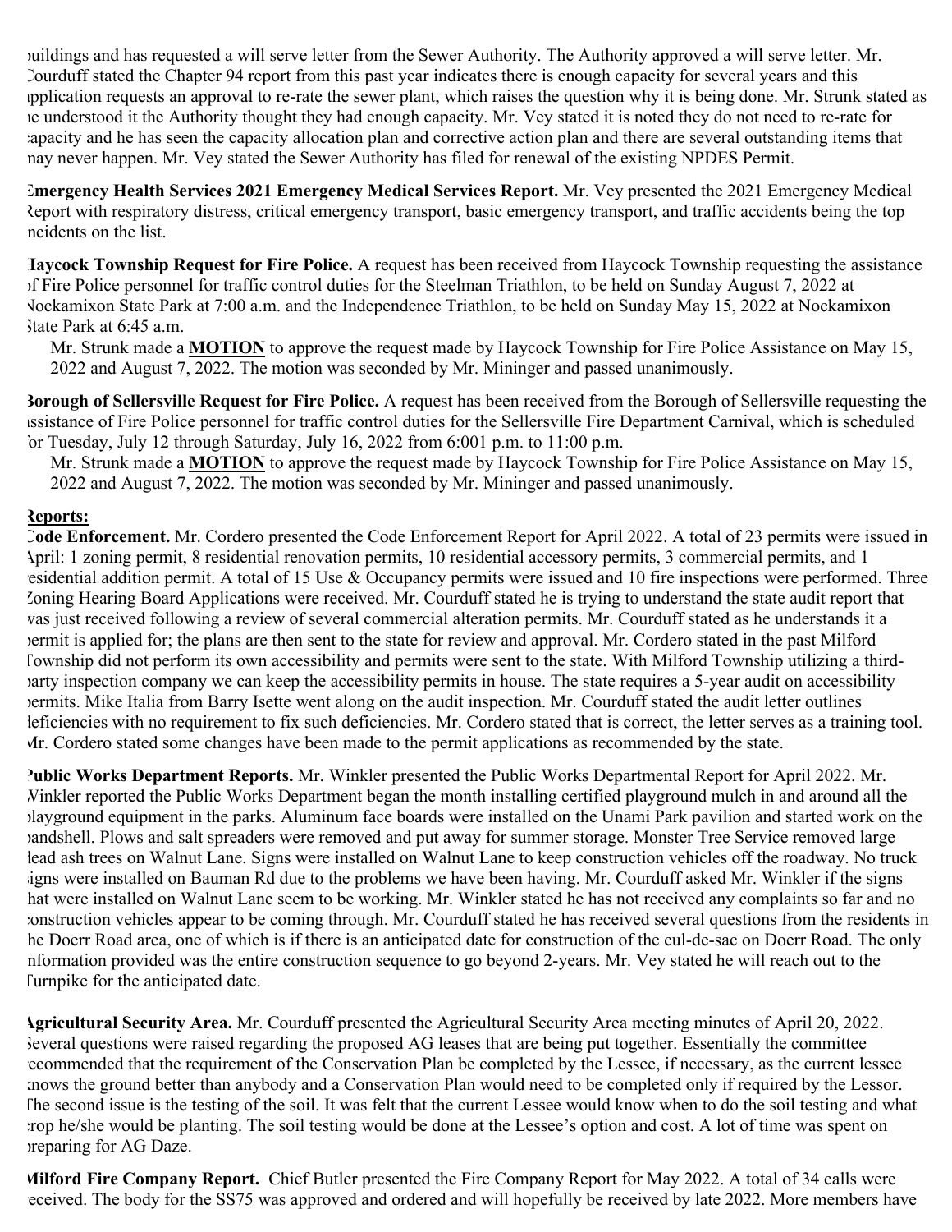buildings and has requested a will serve letter from the Sewer Authority. The Authority approved a will serve letter. Mr. Courduff stated the Chapter 94 report from this past year indicates there is enough capacity for several years and this application requests an approval to re-rate the sewer plant, which raises the question why it is being done. Mr. Strunk stated as he understood it the Authority thought they had enough capacity. Mr. Vey stated it is noted they do not need to re-rate for capacity and he has seen the capacity allocation plan and corrective action plan and there are several outstanding items that may never happen. Mr. Vey stated the Sewer Authority has filed for renewal of the existing NPDES Permit.

**Emergency Health Services 2021 Emergency Medical Services Report.** Mr. Vey presented the 2021 Emergency Medical Report with respiratory distress, critical emergency transport, basic emergency transport, and traffic accidents being the top incidents on the list.

**Haycock Township Request for Fire Police.** A request has been received from Haycock Township requesting the assistance of Fire Police personnel for traffic control duties for the Steelman Triathlon, to be held on Sunday August 7, 2022 at Nockamixon State Park at 7:00 a.m. and the Independence Triathlon, to be held on Sunday May 15, 2022 at Nockamixon State Park at 6:45 a.m.

Mr. Strunk made a **MOTION** to approve the request made by Haycock Township for Fire Police Assistance on May 15, 2022 and August 7, 2022. The motion was seconded by Mr. Mininger and passed unanimously.

**Borough of Sellersville Request for Fire Police.** A request has been received from the Borough of Sellersville requesting the assistance of Fire Police personnel for traffic control duties for the Sellersville Fire Department Carnival, which is scheduled for Tuesday, July 12 through Saturday, July 16, 2022 from 6:001 p.m. to 11:00 p.m.

Mr. Strunk made a **MOTION** to approve the request made by Haycock Township for Fire Police Assistance on May 15, 2022 and August 7, 2022. The motion was seconded by Mr. Mininger and passed unanimously.

**Reports:**

**Code Enforcement.** Mr. Cordero presented the Code Enforcement Report for April 2022. A total of 23 permits were issued in April: 1 zoning permit, 8 residential renovation permits, 10 residential accessory permits, 3 commercial permits, and 1 residential addition permit. A total of 15 Use & Occupancy permits were issued and 10 fire inspections were performed. Three Zoning Hearing Board Applications were received. Mr. Courduff stated he is trying to understand the state audit report that was just received following a review of several commercial alteration permits. Mr. Courduff stated as he understands it a permit is applied for; the plans are then sent to the state for review and approval. Mr. Cordero stated in the past Milford Township did not perform its own accessibility and permits were sent to the state. With Milford Township utilizing a third-party inspection company we can keep the accessibility permits in house. The state requires a 5-year audit on accessibility permits. Mike Italia from Barry Isette went along on the audit inspection. Mr. Courduff stated the audit letter outlines deficiencies with no requirement to fix such deficiencies. Mr. Cordero stated that is correct, the letter serves as a training tool. Mr. Cordero stated some changes have been made to the permit applications as recommended by the state.

**Public Works Department Reports.** Mr. Winkler presented the Public Works Departmental Report for April 2022. Mr. Winkler reported the Public Works Department began the month installing certified playground mulch in and around all the playground equipment in the parks. Aluminum face boards were installed on the Unami Park pavilion and started work on the bandshell. Plows and salt spreaders were removed and put away for summer storage. Monster Tree Service removed large dead ash trees on Walnut Lane. Signs were installed on Walnut Lane to keep construction vehicles off the roadway. No truck signs were installed on Bauman Rd due to the problems we have been having. Mr. Courduff asked Mr. Winkler if the signs that were installed on Walnut Lane seem to be working. Mr. Winkler stated he has not received any complaints so far and no construction vehicles appear to be coming through. Mr. Courduff stated he has received several questions from the residents in the Doerr Road area, one of which is if there is an anticipated date for construction of the cul-de-sac on Doerr Road. The only information provided was the entire construction sequence to go beyond 2-years. Mr. Vey stated he will reach out to the Turnpike for the anticipated date.

**Agricultural Security Area.** Mr. Courduff presented the Agricultural Security Area meeting minutes of April 20, 2022. Several questions were raised regarding the proposed AG leases that are being put together. Essentially the committee recommended that the requirement of the Conservation Plan be completed by the Lessee, if necessary, as the current lessee knows the ground better than anybody and a Conservation Plan would need to be completed only if required by the Lessor. The second issue is the testing of the soil. It was felt that the current Lessee would know when to do the soil testing and what crop he/she would be planting. The soil testing would be done at the Lessee's option and cost. A lot of time was spent on preparing for AG Daze.

**Milford Fire Company Report.** Chief Butler presented the Fire Company Report for May 2022. A total of 34 calls were received. The body for the SS75 was approved and ordered and will hopefully be received by late 2022. More members have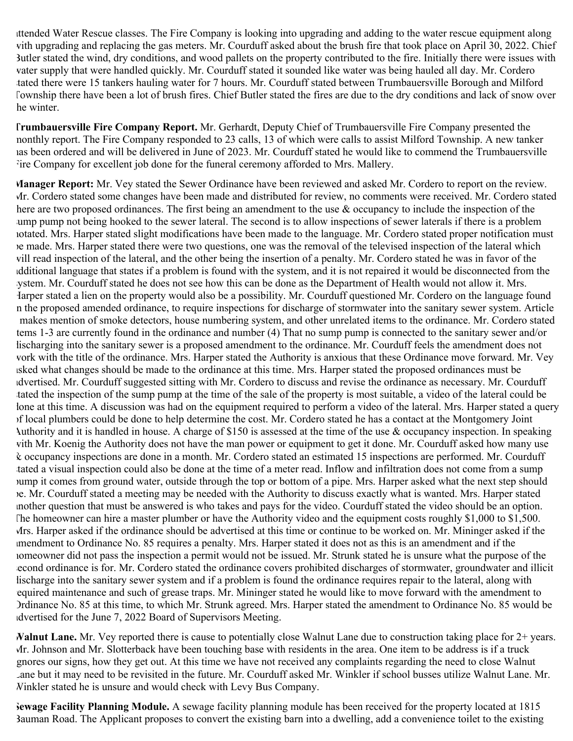attended Water Rescue classes. The Fire Company is looking into upgrading and adding to the water rescue equipment along with upgrading and replacing the gas meters. Mr. Courduff asked about the brush fire that took place on April 30, 2022. Chief Butler stated the wind, dry conditions, and wood pallets on the property contributed to the fire. Initially there were issues with water supply that were handled quickly. Mr. Courduff stated it sounded like water was being hauled all day. Mr. Cordero stated there were 15 tankers hauling water for 7 hours. Mr. Courduff stated between Trumbauersville Borough and Milford Township there have been a lot of brush fires. Chief Butler stated the fires are due to the dry conditions and lack of snow over the winter.

**Trumbauersville Fire Company Report.** Mr. Gerhardt, Deputy Chief of Trumbauersville Fire Company presented the monthly report. The Fire Company responded to 23 calls, 13 of which were calls to assist Milford Township. A new tanker has been ordered and will be delivered in June of 2023. Mr. Courduff stated he would like to commend the Trumbauersville Fire Company for excellent job done for the funeral ceremony afforded to Mrs. Mallery.

**Manager Report:** Mr. Vey stated the Sewer Ordinance have been reviewed and asked Mr. Cordero to report on the review. Mr. Cordero stated some changes have been made and distributed for review, no comments were received. Mr. Cordero stated there are two proposed ordinances. The first being an amendment to the use & occupancy to include the inspection of the sump pump not being hooked to the sewer lateral. The second is to allow inspections of sewer laterals if there is a problem notated. Mrs. Harper stated slight modifications have been made to the language. Mr. Cordero stated proper notification must be made. Mrs. Harper stated there were two questions, one was the removal of the televised inspection of the lateral which will read inspection of the lateral, and the other being the insertion of a penalty. Mr. Cordero stated he was in favor of the additional language that states if a problem is found with the system, and it is not repaired it would be disconnected from the system. Mr. Courduff stated he does not see how this can be done as the Department of Health would not allow it. Mrs. Harper stated a lien on the property would also be a possibility. Mr. Courduff questioned Mr. Cordero on the language found in the proposed amended ordinance, to require inspections for discharge of stormwater into the sanitary sewer system. Article I makes mention of smoke detectors, house numbering system, and other unrelated items to the ordinance. Mr. Cordero stated items 1-3 are currently found in the ordinance and number (4) That no sump pump is connected to the sanitary sewer and/or discharging into the sanitary sewer is a proposed amendment to the ordinance. Mr. Courduff feels the amendment does not work with the title of the ordinance. Mrs. Harper stated the Authority is anxious that these Ordinance move forward. Mr. Vey asked what changes should be made to the ordinance at this time. Mrs. Harper stated the proposed ordinances must be advertised. Mr. Courduff suggested sitting with Mr. Cordero to discuss and revise the ordinance as necessary. Mr. Courduff stated the inspection of the sump pump at the time of the sale of the property is most suitable, a video of the lateral could be done at this time. A discussion was had on the equipment required to perform a video of the lateral. Mrs. Harper stated a query of local plumbers could be done to help determine the cost. Mr. Cordero stated he has a contact at the Montgomery Joint Authority and it is handled in house. A charge of $150 is assessed at the time of the use & occupancy inspection. In speaking with Mr. Koenig the Authority does not have the man power or equipment to get it done. Mr. Courduff asked how many use & occupancy inspections are done in a month. Mr. Cordero stated an estimated 15 inspections are performed. Mr. Courduff stated a visual inspection could also be done at the time of a meter read. Inflow and infiltration does not come from a sump pump it comes from ground water, outside through the top or bottom of a pipe. Mrs. Harper asked what the next step should be. Mr. Courduff stated a meeting may be needed with the Authority to discuss exactly what is wanted. Mrs. Harper stated another question that must be answered is who takes and pays for the video. Courduff stated the video should be an option. The homeowner can hire a master plumber or have the Authority video and the equipment costs roughly $1,000 to $1,500. Mrs. Harper asked if the ordinance should be advertised at this time or continue to be worked on. Mr. Mininger asked if the amendment to Ordinance No. 85 requires a penalty. Mrs. Harper stated it does not as this is an amendment and if the homeowner did not pass the inspection a permit would not be issued. Mr. Strunk stated he is unsure what the purpose of the second ordinance is for. Mr. Cordero stated the ordinance covers prohibited discharges of stormwater, groundwater and illicit discharge into the sanitary sewer system and if a problem is found the ordinance requires repair to the lateral, along with required maintenance and such of grease traps. Mr. Mininger stated he would like to move forward with the amendment to Ordinance No. 85 at this time, to which Mr. Strunk agreed. Mrs. Harper stated the amendment to Ordinance No. 85 would be advertised for the June 7, 2022 Board of Supervisors Meeting.

**Walnut Lane.** Mr. Vey reported there is cause to potentially close Walnut Lane due to construction taking place for 2+ years. Mr. Johnson and Mr. Slotterback have been touching base with residents in the area. One item to be address is if a truck ignores our signs, how they get out. At this time we have not received any complaints regarding the need to close Walnut Lane but it may need to be revisited in the future. Mr. Courduff asked Mr. Winkler if school busses utilize Walnut Lane. Mr. Winkler stated he is unsure and would check with Levy Bus Company.

**Sewage Facility Planning Module.** A sewage facility planning module has been received for the property located at 1815 Bauman Road. The Applicant proposes to convert the existing barn into a dwelling, add a convenience toilet to the existing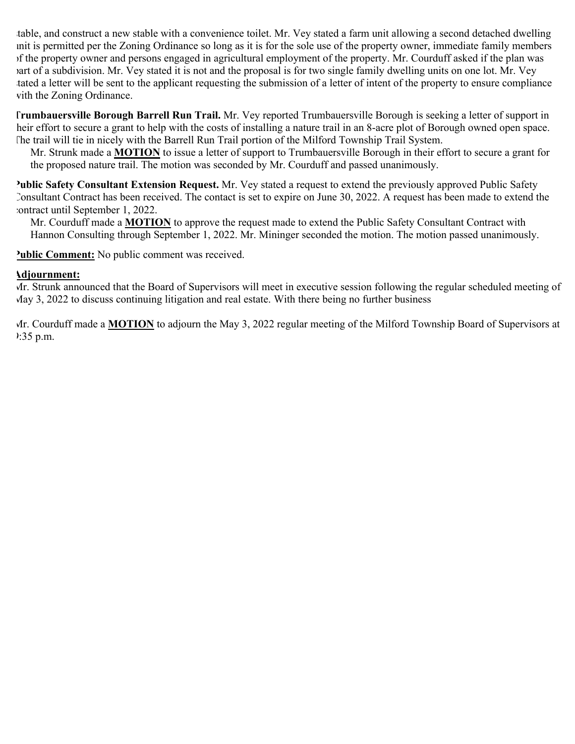stable, and construct a new stable with a convenience toilet. Mr. Vey stated a farm unit allowing a second detached dwelling unit is permitted per the Zoning Ordinance so long as it is for the sole use of the property owner, immediate family members of the property owner and persons engaged in agricultural employment of the property. Mr. Courduff asked if the plan was part of a subdivision. Mr. Vey stated it is not and the proposal is for two single family dwelling units on one lot. Mr. Vey stated a letter will be sent to the applicant requesting the submission of a letter of intent of the property to ensure compliance with the Zoning Ordinance.

**Trumbauersville Borough Barrell Run Trail.** Mr. Vey reported Trumbauersville Borough is seeking a letter of support in their effort to secure a grant to help with the costs of installing a nature trail in an 8-acre plot of Borough owned open space. The trail will tie in nicely with the Barrell Run Trail portion of the Milford Township Trail System.

Mr. Strunk made a **MOTION** to issue a letter of support to Trumbauersville Borough in their effort to secure a grant for the proposed nature trail. The motion was seconded by Mr. Courduff and passed unanimously.

**Public Safety Consultant Extension Request.** Mr. Vey stated a request to extend the previously approved Public Safety Consultant Contract has been received. The contact is set to expire on June 30, 2022. A request has been made to extend the contract until September 1, 2022.

Mr. Courduff made a **MOTION** to approve the request made to extend the Public Safety Consultant Contract with Hannon Consulting through September 1, 2022. Mr. Mininger seconded the motion. The motion passed unanimously.

**Public Comment:** No public comment was received.

**Adjournment:**

Mr. Strunk announced that the Board of Supervisors will meet in executive session following the regular scheduled meeting of May 3, 2022 to discuss continuing litigation and real estate. With there being no further business

Mr. Courduff made a **MOTION** to adjourn the May 3, 2022 regular meeting of the Milford Township Board of Supervisors at 9:35 p.m.